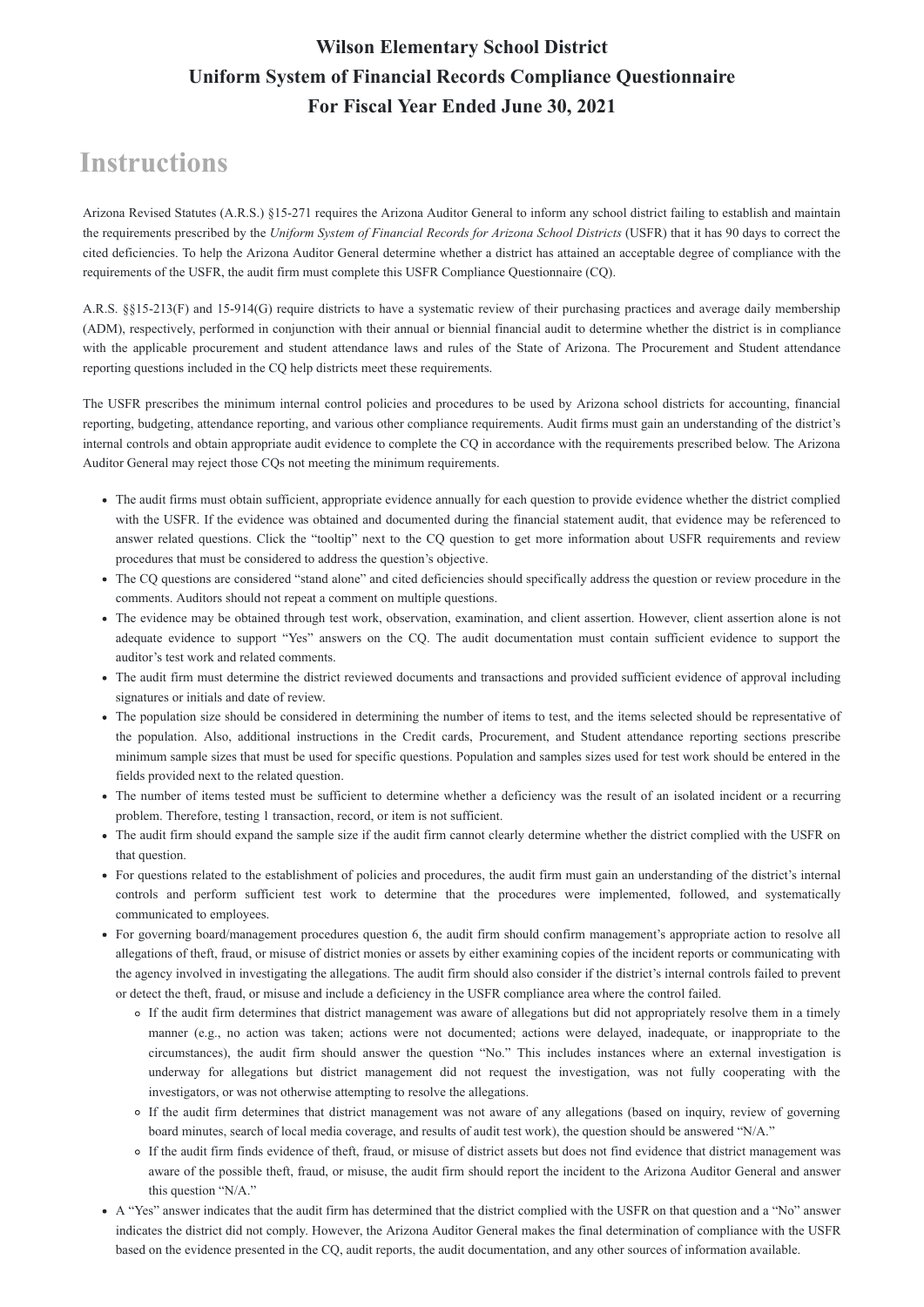# Wilson Elementary School District
# Uniform System of Financial Records Compliance Questionnaire
# For Fiscal Year Ended June 30, 2021

## Instructions

Arizona Revised Statutes (A.R.S.) §15-271 requires the Arizona Auditor General to inform any school district failing to establish and maintain the requirements prescribed by the *Uniform System of Financial Records for Arizona School Districts* (USFR) that it has 90 days to correct the cited deficiencies. To help the Arizona Auditor General determine whether a district has attained an acceptable degree of compliance with the requirements of the USFR, the audit firm must complete this USFR Compliance Questionnaire (CQ).

A.R.S. §§15-213(F) and 15-914(G) require districts to have a systematic review of their purchasing practices and average daily membership (ADM), respectively, performed in conjunction with their annual or biennial financial audit to determine whether the district is in compliance with the applicable procurement and student attendance laws and rules of the State of Arizona. The Procurement and Student attendance reporting questions included in the CQ help districts meet these requirements.

The USFR prescribes the minimum internal control policies and procedures to be used by Arizona school districts for accounting, financial reporting, budgeting, attendance reporting, and various other compliance requirements. Audit firms must gain an understanding of the district's internal controls and obtain appropriate audit evidence to complete the CQ in accordance with the requirements prescribed below. The Arizona Auditor General may reject those CQs not meeting the minimum requirements.

- The audit firms must obtain sufficient, appropriate evidence annually for each question to provide evidence whether the district complied with the USFR. If the evidence was obtained and documented during the financial statement audit, that evidence may be referenced to answer related questions. Click the "tooltip" next to the CQ question to get more information about USFR requirements and review procedures that must be considered to address the question's objective.
- The CQ questions are considered "stand alone" and cited deficiencies should specifically address the question or review procedure in the comments. Auditors should not repeat a comment on multiple questions.
- The evidence may be obtained through test work, observation, examination, and client assertion. However, client assertion alone is not adequate evidence to support "Yes" answers on the CQ. The audit documentation must contain sufficient evidence to support the auditor's test work and related comments.
- The audit firm must determine the district reviewed documents and transactions and provided sufficient evidence of approval including signatures or initials and date of review.
- The population size should be considered in determining the number of items to test, and the items selected should be representative of the population. Also, additional instructions in the Credit cards, Procurement, and Student attendance reporting sections prescribe minimum sample sizes that must be used for specific questions. Population and samples sizes used for test work should be entered in the fields provided next to the related question.
- The number of items tested must be sufficient to determine whether a deficiency was the result of an isolated incident or a recurring problem. Therefore, testing 1 transaction, record, or item is not sufficient.
- The audit firm should expand the sample size if the audit firm cannot clearly determine whether the district complied with the USFR on that question.
- For questions related to the establishment of policies and procedures, the audit firm must gain an understanding of the district's internal controls and perform sufficient test work to determine that the procedures were implemented, followed, and systematically communicated to employees.
- For governing board/management procedures question 6, the audit firm should confirm management's appropriate action to resolve all allegations of theft, fraud, or misuse of district monies or assets by either examining copies of the incident reports or communicating with the agency involved in investigating the allegations. The audit firm should also consider if the district's internal controls failed to prevent or detect the theft, fraud, or misuse and include a deficiency in the USFR compliance area where the control failed.
    - If the audit firm determines that district management was aware of allegations but did not appropriately resolve them in a timely manner (e.g., no action was taken; actions were not documented; actions were delayed, inadequate, or inappropriate to the circumstances), the audit firm should answer the question "No." This includes instances where an external investigation is underway for allegations but district management did not request the investigation, was not fully cooperating with the investigators, or was not otherwise attempting to resolve the allegations.
    - If the audit firm determines that district management was not aware of any allegations (based on inquiry, review of governing board minutes, search of local media coverage, and results of audit test work), the question should be answered "N/A."
    - If the audit firm finds evidence of theft, fraud, or misuse of district assets but does not find evidence that district management was aware of the possible theft, fraud, or misuse, the audit firm should report the incident to the Arizona Auditor General and answer this question "N/A."
- A "Yes" answer indicates that the audit firm has determined that the district complied with the USFR on that question and a "No" answer indicates the district did not comply. However, the Arizona Auditor General makes the final determination of compliance with the USFR based on the evidence presented in the CQ, audit reports, the audit documentation, and any other sources of information available.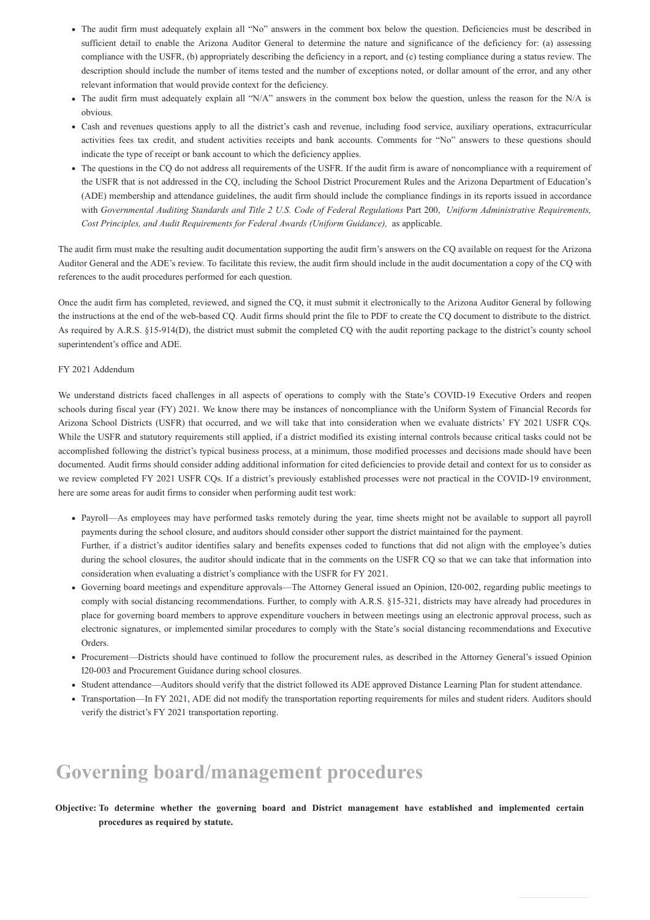- The audit firm must adequately explain all "No" answers in the comment box below the question. Deficiencies must be described in sufficient detail to enable the Arizona Auditor General to determine the nature and significance of the deficiency for: (a) assessing compliance with the USFR, (b) appropriately describing the deficiency in a report, and (c) testing compliance during a status review. The description should include the number of items tested and the number of exceptions noted, or dollar amount of the error, and any other relevant information that would provide context for the deficiency.
- The audit firm must adequately explain all "N/A" answers in the comment box below the question, unless the reason for the N/A is obvious.
- Cash and revenues questions apply to all the district's cash and revenue, including food service, auxiliary operations, extracurricular activities fees tax credit, and student activities receipts and bank accounts. Comments for "No" answers to these questions should indicate the type of receipt or bank account to which the deficiency applies.
- The questions in the CQ do not address all requirements of the USFR. If the audit firm is aware of noncompliance with a requirement of the USFR that is not addressed in the CQ, including the School District Procurement Rules and the Arizona Department of Education's (ADE) membership and attendance guidelines, the audit firm should include the compliance findings in its reports issued in accordance with *Governmental Auditing Standards and Title 2 U.S. Code of Federal Regulations* Part 200, *Uniform Administrative Requirements, Cost Principles, and Audit Requirements for Federal Awards (Uniform Guidance),* as applicable.

The audit firm must make the resulting audit documentation supporting the audit firm's answers on the CQ available on request for the Arizona Auditor General and the ADE's review. To facilitate this review, the audit firm should include in the audit documentation a copy of the CQ with references to the audit procedures performed for each question.

Once the audit firm has completed, reviewed, and signed the CQ, it must submit it electronically to the Arizona Auditor General by following the instructions at the end of the web-based CQ. Audit firms should print the file to PDF to create the CQ document to distribute to the district. As required by A.R.S. §15-914(D), the district must submit the completed CQ with the audit reporting package to the district's county school superintendent's office and ADE.

FY 2021 Addendum

We understand districts faced challenges in all aspects of operations to comply with the State's COVID-19 Executive Orders and reopen schools during fiscal year (FY) 2021. We know there may be instances of noncompliance with the Uniform System of Financial Records for Arizona School Districts (USFR) that occurred, and we will take that into consideration when we evaluate districts' FY 2021 USFR CQs. While the USFR and statutory requirements still applied, if a district modified its existing internal controls because critical tasks could not be accomplished following the district's typical business process, at a minimum, those modified processes and decisions made should have been documented. Audit firms should consider adding additional information for cited deficiencies to provide detail and context for us to consider as we review completed FY 2021 USFR CQs. If a district's previously established processes were not practical in the COVID-19 environment, here are some areas for audit firms to consider when performing audit test work:

- Payroll—As employees may have performed tasks remotely during the year, time sheets might not be available to support all payroll payments during the school closure, and auditors should consider other support the district maintained for the payment.
  Further, if a district's auditor identifies salary and benefits expenses coded to functions that did not align with the employee's duties during the school closures, the auditor should indicate that in the comments on the USFR CQ so that we can take that information into consideration when evaluating a district's compliance with the USFR for FY 2021.
- Governing board meetings and expenditure approvals—The Attorney General issued an Opinion, I20-002, regarding public meetings to comply with social distancing recommendations. Further, to comply with A.R.S. §15-321, districts may have already had procedures in place for governing board members to approve expenditure vouchers in between meetings using an electronic approval process, such as electronic signatures, or implemented similar procedures to comply with the State's social distancing recommendations and Executive Orders.
- Procurement—Districts should have continued to follow the procurement rules, as described in the Attorney General's issued Opinion I20-003 and Procurement Guidance during school closures.
- Student attendance—Auditors should verify that the district followed its ADE approved Distance Learning Plan for student attendance.
- Transportation—In FY 2021, ADE did not modify the transportation reporting requirements for miles and student riders. Auditors should verify the district's FY 2021 transportation reporting.

# Governing board/management procedures

**Objective: To determine whether the governing board and District management have established and implemented certain procedures as required by statute.**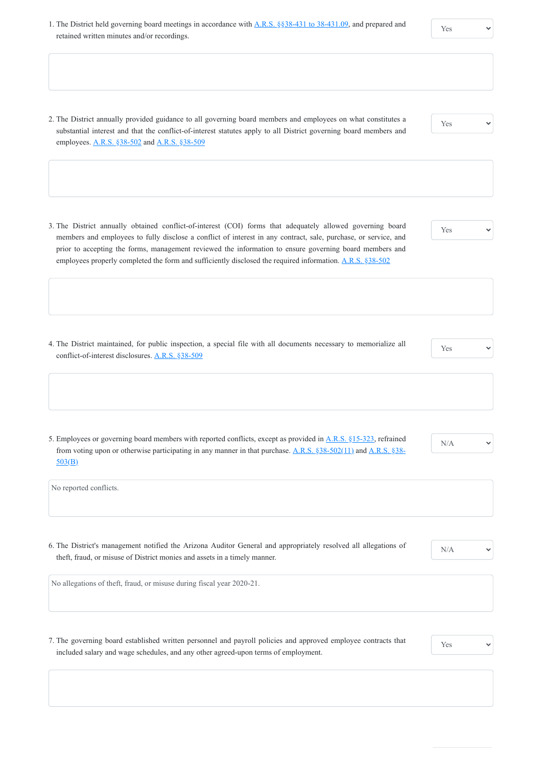1. The District held governing board meetings in accordance with A.R.S. §§38-431 to 38-431.09, and prepared and retained written minutes and/or recordings.

Yes

2. The District annually provided guidance to all governing board members and employees on what constitutes a substantial interest and that the conflict-of-interest statutes apply to all District governing board members and employees. A.R.S. §38-502 and A.R.S. §38-509

Yes

3. The District annually obtained conflict-of-interest (COI) forms that adequately allowed governing board members and employees to fully disclose a conflict of interest in any contract, sale, purchase, or service, and prior to accepting the forms, management reviewed the information to ensure governing board members and employees properly completed the form and sufficiently disclosed the required information. A.R.S. §38-502

Yes

4. The District maintained, for public inspection, a special file with all documents necessary to memorialize all conflict-of-interest disclosures. A.R.S. §38-509

Yes

5. Employees or governing board members with reported conflicts, except as provided in A.R.S. §15-323, refrained from voting upon or otherwise participating in any manner in that purchase. A.R.S. §38-502(11) and A.R.S. §38-503(B)

N/A

No reported conflicts.

6. The District's management notified the Arizona Auditor General and appropriately resolved all allegations of theft, fraud, or misuse of District monies and assets in a timely manner.

N/A

No allegations of theft, fraud, or misuse during fiscal year 2020-21.

7. The governing board established written personnel and payroll policies and approved employee contracts that included salary and wage schedules, and any other agreed-upon terms of employment.

Yes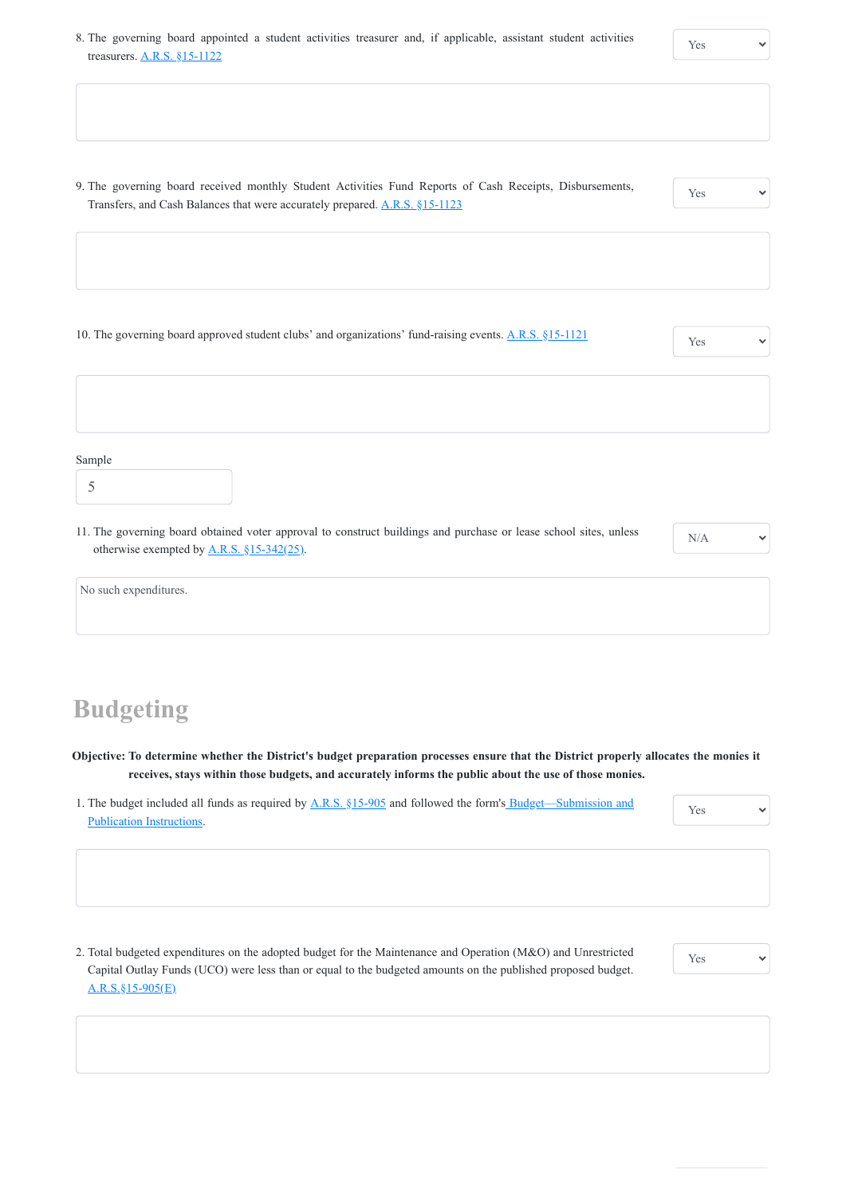8. The governing board appointed a student activities treasurer and, if applicable, assistant student activities treasurers. A.R.S. §15-1122

Yes

9. The governing board received monthly Student Activities Fund Reports of Cash Receipts, Disbursements, Transfers, and Cash Balances that were accurately prepared. A.R.S. §15-1123

Yes

10. The governing board approved student clubs' and organizations' fund-raising events. A.R.S. §15-1121

Yes

Sample

5

11. The governing board obtained voter approval to construct buildings and purchase or lease school sites, unless otherwise exempted by A.R.S. §15-342(25).

N/A

No such expenditures.

# Budgeting

**Objective: To determine whether the District's budget preparation processes ensure that the District properly allocates the monies it receives, stays within those budgets, and accurately informs the public about the use of those monies.**

1. The budget included all funds as required by A.R.S. §15-905 and followed the form's Budget—Submission and Publication Instructions.

Yes

2. Total budgeted expenditures on the adopted budget for the Maintenance and Operation (M&O) and Unrestricted Capital Outlay Funds (UCO) were less than or equal to the budgeted amounts on the published proposed budget. A.R.S.§15-905(E)

Yes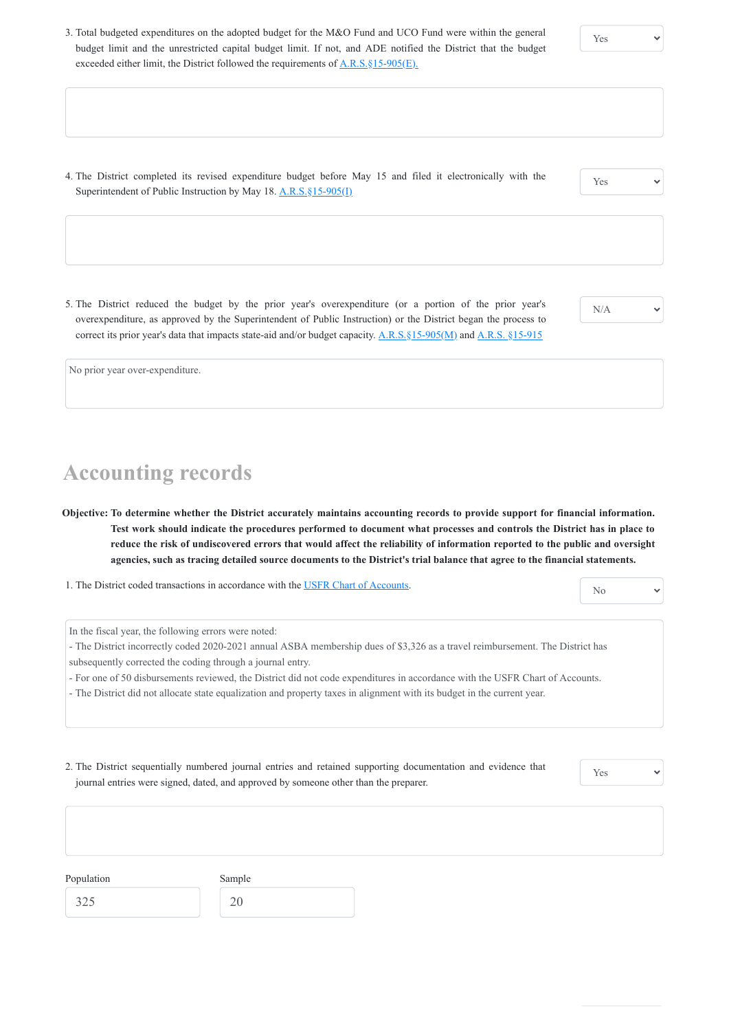3. Total budgeted expenditures on the adopted budget for the M&O Fund and UCO Fund were within the general budget limit and the unrestricted capital budget limit. If not, and ADE notified the District that the budget exceeded either limit, the District followed the requirements of [A.R.S.§15-905(E).](A.R.S.§15-905(E).)

Yes

4. The District completed its revised expenditure budget before May 15 and filed it electronically with the Superintendent of Public Instruction by May 18. A.R.S.§15-905(I)

Yes

5. The District reduced the budget by the prior year's overexpenditure (or a portion of the prior year's overexpenditure, as approved by the Superintendent of Public Instruction) or the District began the process to correct its prior year's data that impacts state-aid and/or budget capacity. A.R.S.§15-905(M) and A.R.S. §15-915

N/A

No prior year over-expenditure.

## Accounting records

**Objective: To determine whether the District accurately maintains accounting records to provide support for financial information. Test work should indicate the procedures performed to document what processes and controls the District has in place to reduce the risk of undiscovered errors that would affect the reliability of information reported to the public and oversight agencies, such as tracing detailed source documents to the District's trial balance that agree to the financial statements.**

1. The District coded transactions in accordance with the USFR Chart of Accounts.

No

In the fiscal year, the following errors were noted:
- The District incorrectly coded 2020-2021 annual ASBA membership dues of $3,326 as a travel reimbursement. The District has subsequently corrected the coding through a journal entry.
- For one of 50 disbursements reviewed, the District did not code expenditures in accordance with the USFR Chart of Accounts.
- The District did not allocate state equalization and property taxes in alignment with its budget in the current year.

2. The District sequentially numbered journal entries and retained supporting documentation and evidence that journal entries were signed, dated, and approved by someone other than the preparer.

Yes

| Population | Sample |
|---|---|
| 325 | 20 |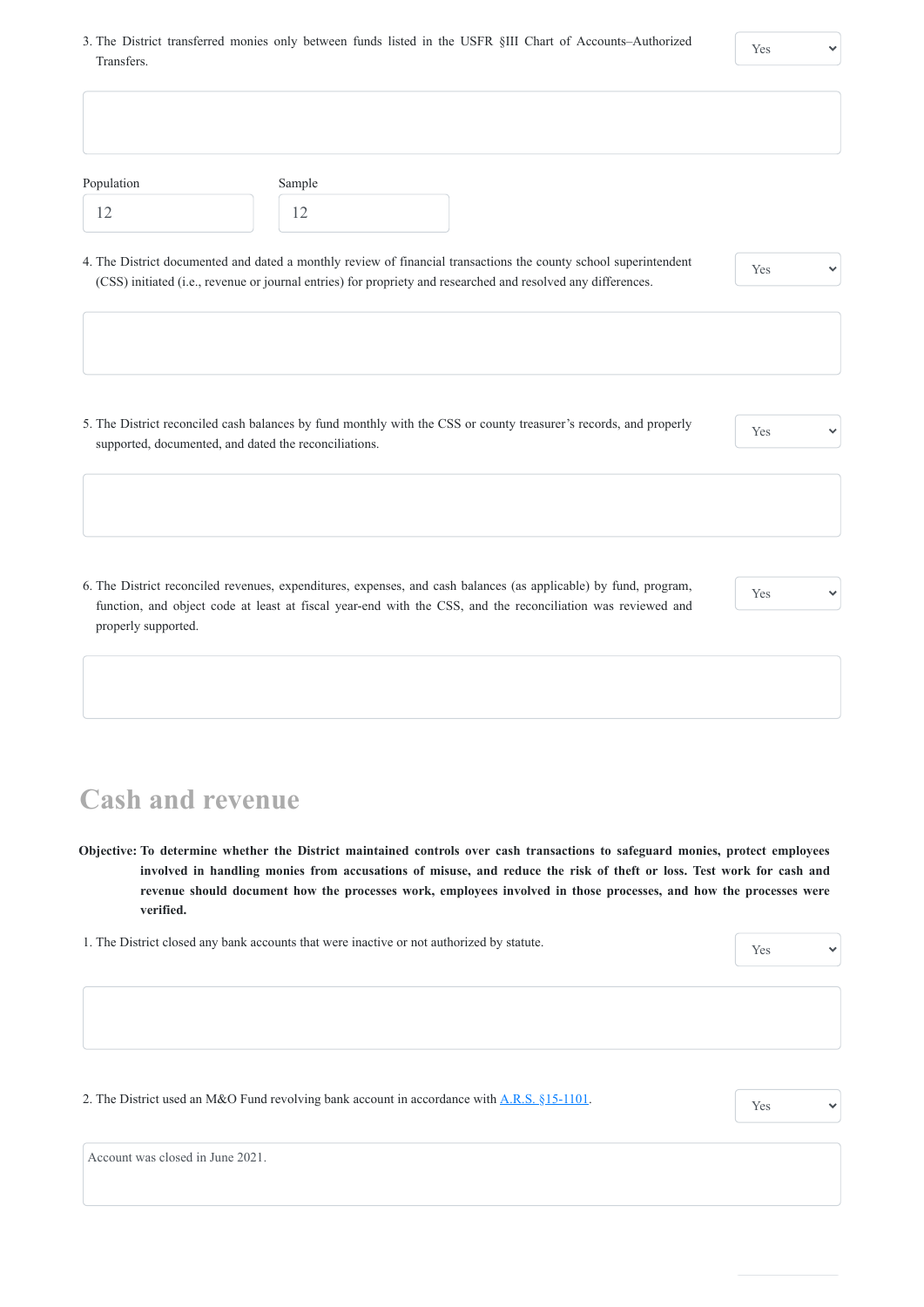3. The District transferred monies only between funds listed in the USFR §III Chart of Accounts–Authorized Transfers.

Yes

Population: 12

Sample: 12

4. The District documented and dated a monthly review of financial transactions the county school superintendent (CSS) initiated (i.e., revenue or journal entries) for propriety and researched and resolved any differences.

Yes

5. The District reconciled cash balances by fund monthly with the CSS or county treasurer's records, and properly supported, documented, and dated the reconciliations.

Yes

6. The District reconciled revenues, expenditures, expenses, and cash balances (as applicable) by fund, program, function, and object code at least at fiscal year-end with the CSS, and the reconciliation was reviewed and properly supported.

Yes

## Cash and revenue

**Objective: To determine whether the District maintained controls over cash transactions to safeguard monies, protect employees involved in handling monies from accusations of misuse, and reduce the risk of theft or loss. Test work for cash and revenue should document how the processes work, employees involved in those processes, and how the processes were verified.**

1. The District closed any bank accounts that were inactive or not authorized by statute.

Yes

2. The District used an M&O Fund revolving bank account in accordance with A.R.S. §15-1101.

Yes

Account was closed in June 2021.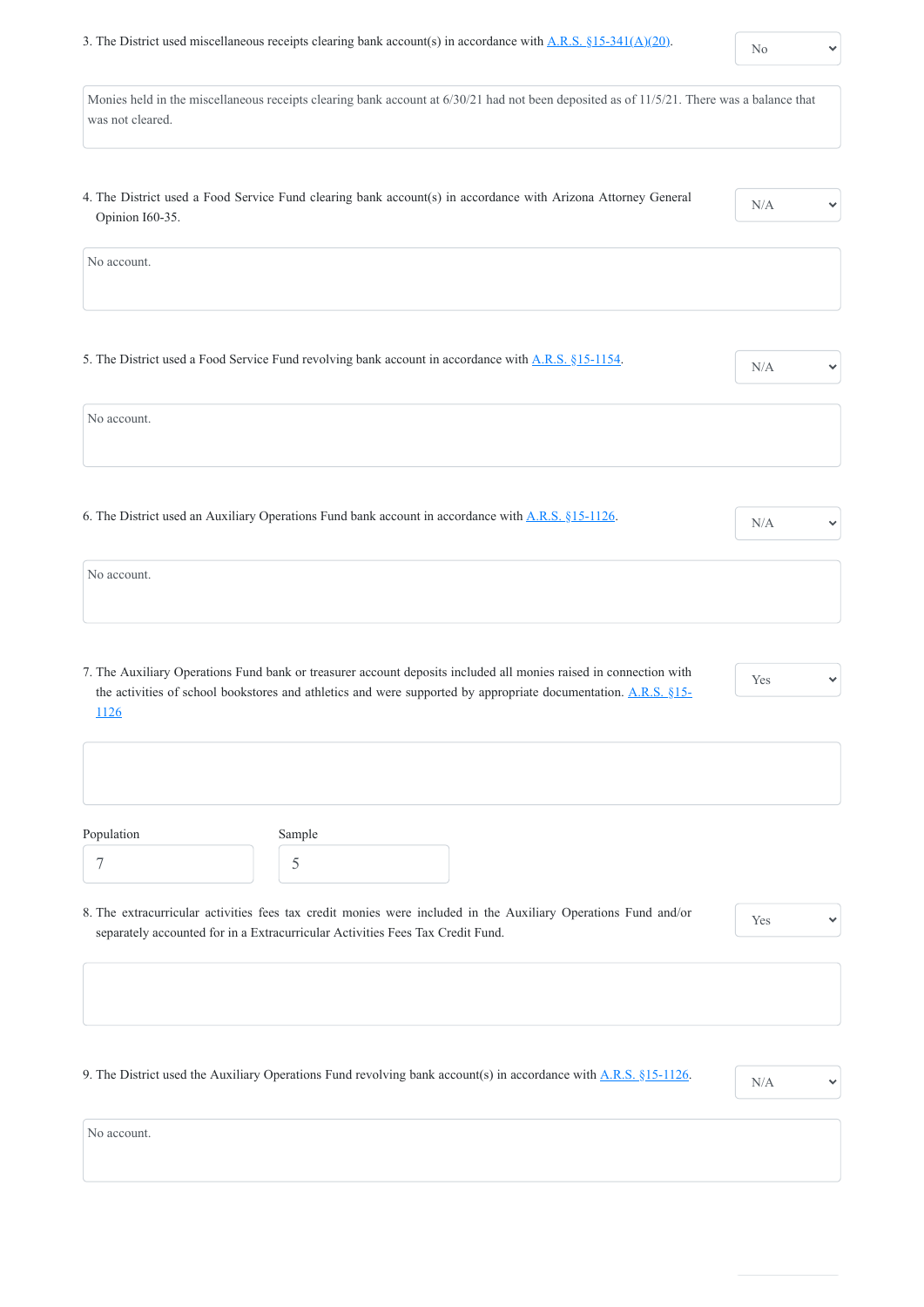3. The District used miscellaneous receipts clearing bank account(s) in accordance with [A.R.S. §15-341(A)(20)](). 

No

Monies held in the miscellaneous receipts clearing bank account at 6/30/21 had not been deposited as of 11/5/21. There was a balance that was not cleared.

4. The District used a Food Service Fund clearing bank account(s) in accordance with Arizona Attorney General Opinion I60-35.

N/A

No account.

5. The District used a Food Service Fund revolving bank account in accordance with [A.R.S. §15-1154]().

N/A

No account.

6. The District used an Auxiliary Operations Fund bank account in accordance with [A.R.S. §15-1126]().

N/A

No account.

7. The Auxiliary Operations Fund bank or treasurer account deposits included all monies raised in connection with the activities of school bookstores and athletics and were supported by appropriate documentation. [A.R.S. §15-1126]()

Yes

| Population | Sample |
| --- | --- |
| 7 | 5 |

8. The extracurricular activities fees tax credit monies were included in the Auxiliary Operations Fund and/or separately accounted for in a Extracurricular Activities Fees Tax Credit Fund.

Yes

9. The District used the Auxiliary Operations Fund revolving bank account(s) in accordance with [A.R.S. §15-1126]().

N/A

No account.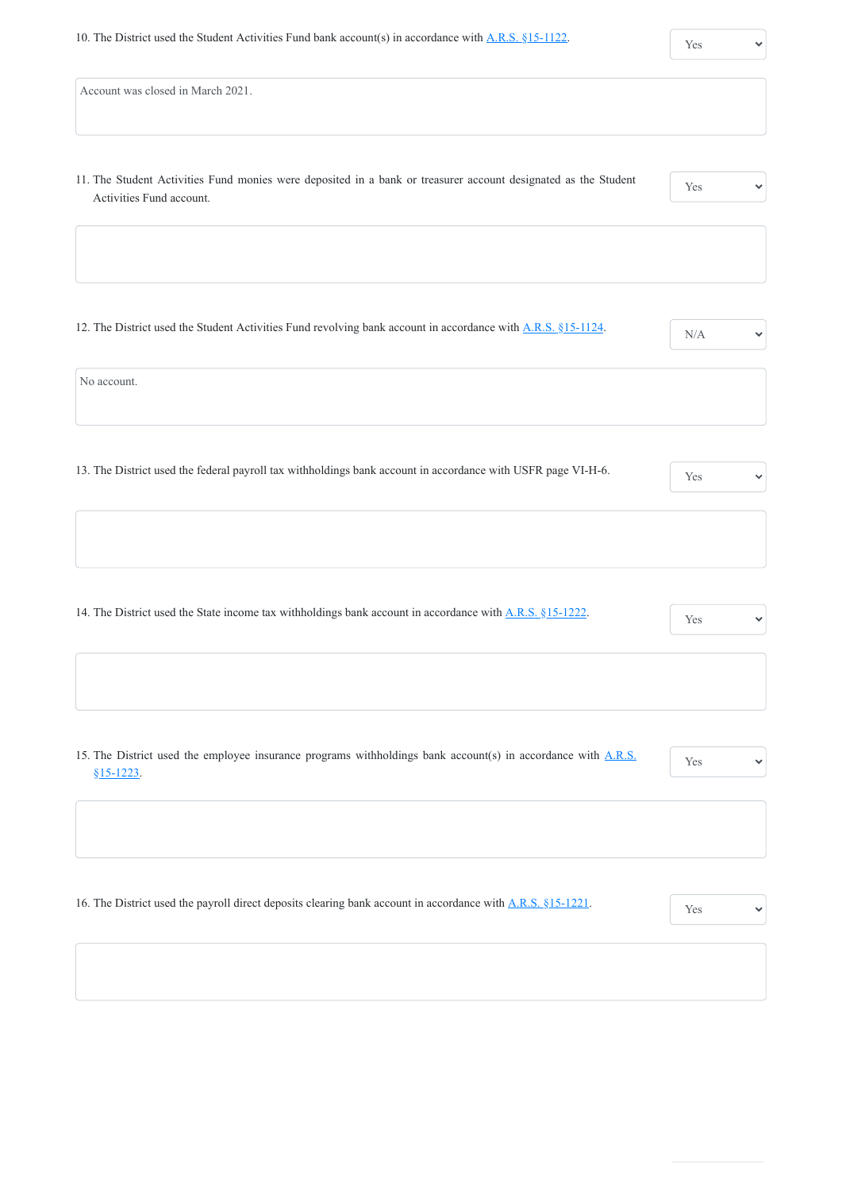10. The District used the Student Activities Fund bank account(s) in accordance with [A.R.S. §15-1122](#).

Yes

Account was closed in March 2021.

11. The Student Activities Fund monies were deposited in a bank or treasurer account designated as the Student Activities Fund account.

Yes

12. The District used the Student Activities Fund revolving bank account in accordance with [A.R.S. §15-1124](#).

N/A

No account.

13. The District used the federal payroll tax withholdings bank account in accordance with USFR page VI-H-6.

Yes

14. The District used the State income tax withholdings bank account in accordance with [A.R.S. §15-1222](#).

Yes

15. The District used the employee insurance programs withholdings bank account(s) in accordance with [A.R.S. §15-1223](#).

Yes

16. The District used the payroll direct deposits clearing bank account in accordance with [A.R.S. §15-1221](#).

Yes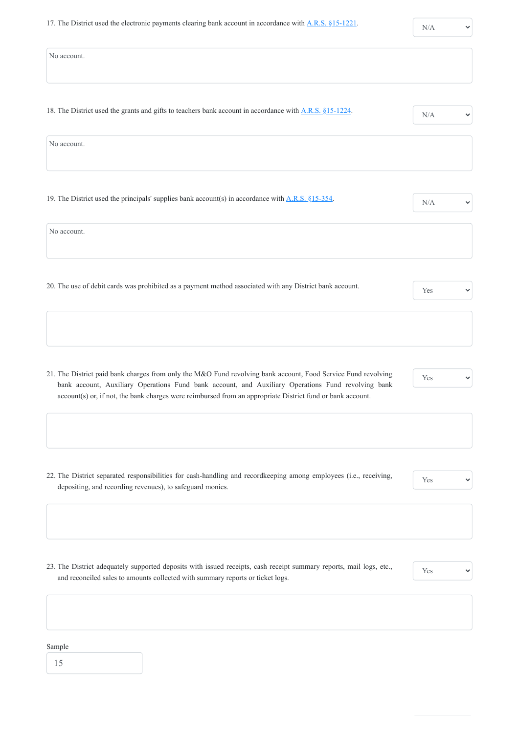17. The District used the electronic payments clearing bank account in accordance with [A.R.S. §15-1221](#).

N/A

No account.

18. The District used the grants and gifts to teachers bank account in accordance with [A.R.S. §15-1224](#).

N/A

No account.

19. The District used the principals' supplies bank account(s) in accordance with [A.R.S. §15-354](#).

N/A

No account.

20. The use of debit cards was prohibited as a payment method associated with any District bank account.

Yes

21. The District paid bank charges from only the M&O Fund revolving bank account, Food Service Fund revolving bank account, Auxiliary Operations Fund bank account, and Auxiliary Operations Fund revolving bank account(s) or, if not, the bank charges were reimbursed from an appropriate District fund or bank account.

Yes

22. The District separated responsibilities for cash-handling and recordkeeping among employees (i.e., receiving, depositing, and recording revenues), to safeguard monies.

Yes

23. The District adequately supported deposits with issued receipts, cash receipt summary reports, mail logs, etc., and reconciled sales to amounts collected with summary reports or ticket logs.

Yes

Sample

15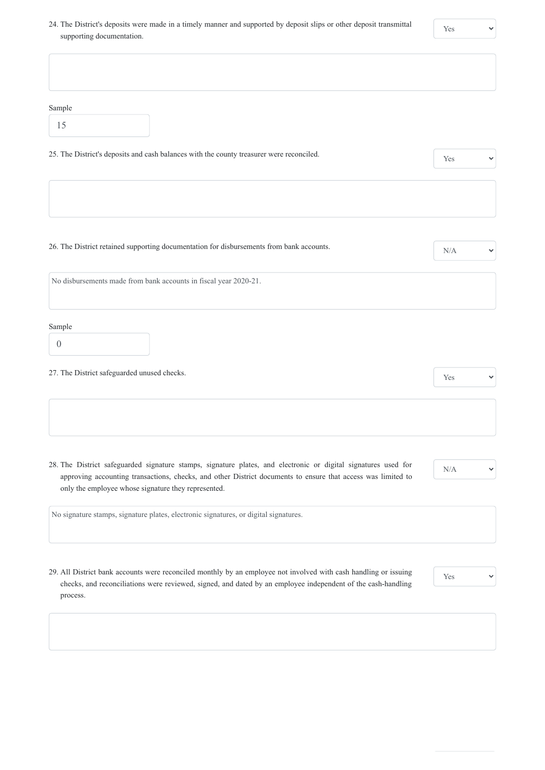24. The District's deposits were made in a timely manner and supported by deposit slips or other deposit transmittal supporting documentation.

Yes

Sample

15

25. The District's deposits and cash balances with the county treasurer were reconciled.

Yes

26. The District retained supporting documentation for disbursements from bank accounts.

N/A

No disbursements made from bank accounts in fiscal year 2020-21.

Sample

0

27. The District safeguarded unused checks.

Yes

28. The District safeguarded signature stamps, signature plates, and electronic or digital signatures used for approving accounting transactions, checks, and other District documents to ensure that access was limited to only the employee whose signature they represented.

N/A

No signature stamps, signature plates, electronic signatures, or digital signatures.

29. All District bank accounts were reconciled monthly by an employee not involved with cash handling or issuing checks, and reconciliations were reviewed, signed, and dated by an employee independent of the cash-handling process.

Yes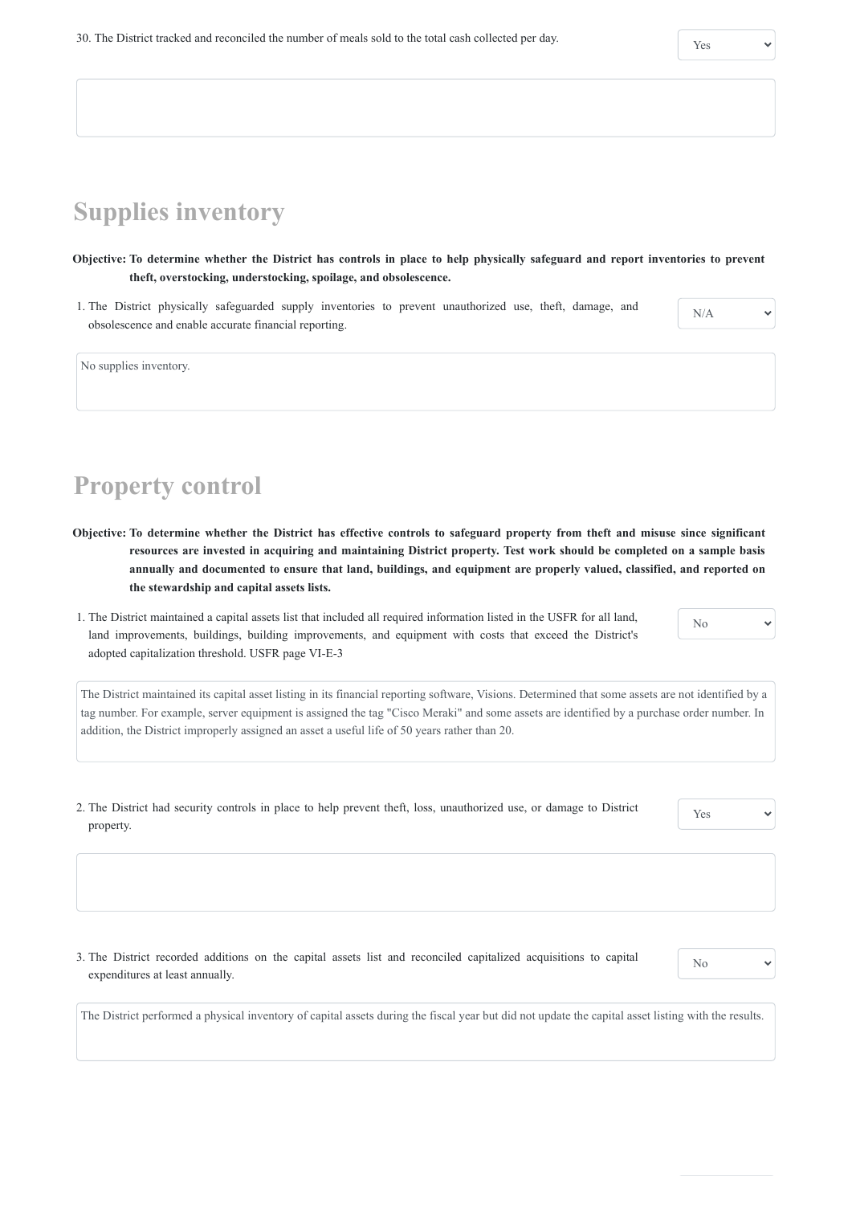30. The District tracked and reconciled the number of meals sold to the total cash collected per day. Yes

## Supplies inventory

**Objective: To determine whether the District has controls in place to help physically safeguard and report inventories to prevent theft, overstocking, understocking, spoilage, and obsolescence.**

1. The District physically safeguarded supply inventories to prevent unauthorized use, theft, damage, and obsolescence and enable accurate financial reporting. N/A

No supplies inventory.

## Property control

**Objective: To determine whether the District has effective controls to safeguard property from theft and misuse since significant resources are invested in acquiring and maintaining District property. Test work should be completed on a sample basis annually and documented to ensure that land, buildings, and equipment are properly valued, classified, and reported on the stewardship and capital assets lists.**

1. The District maintained a capital assets list that included all required information listed in the USFR for all land, land improvements, buildings, building improvements, and equipment with costs that exceed the District's adopted capitalization threshold. USFR page VI-E-3 No

The District maintained its capital asset listing in its financial reporting software, Visions. Determined that some assets are not identified by a tag number. For example, server equipment is assigned the tag "Cisco Meraki" and some assets are identified by a purchase order number. In addition, the District improperly assigned an asset a useful life of 50 years rather than 20.

2. The District had security controls in place to help prevent theft, loss, unauthorized use, or damage to District property. Yes

3. The District recorded additions on the capital assets list and reconciled capitalized acquisitions to capital expenditures at least annually. No

The District performed a physical inventory of capital assets during the fiscal year but did not update the capital asset listing with the results.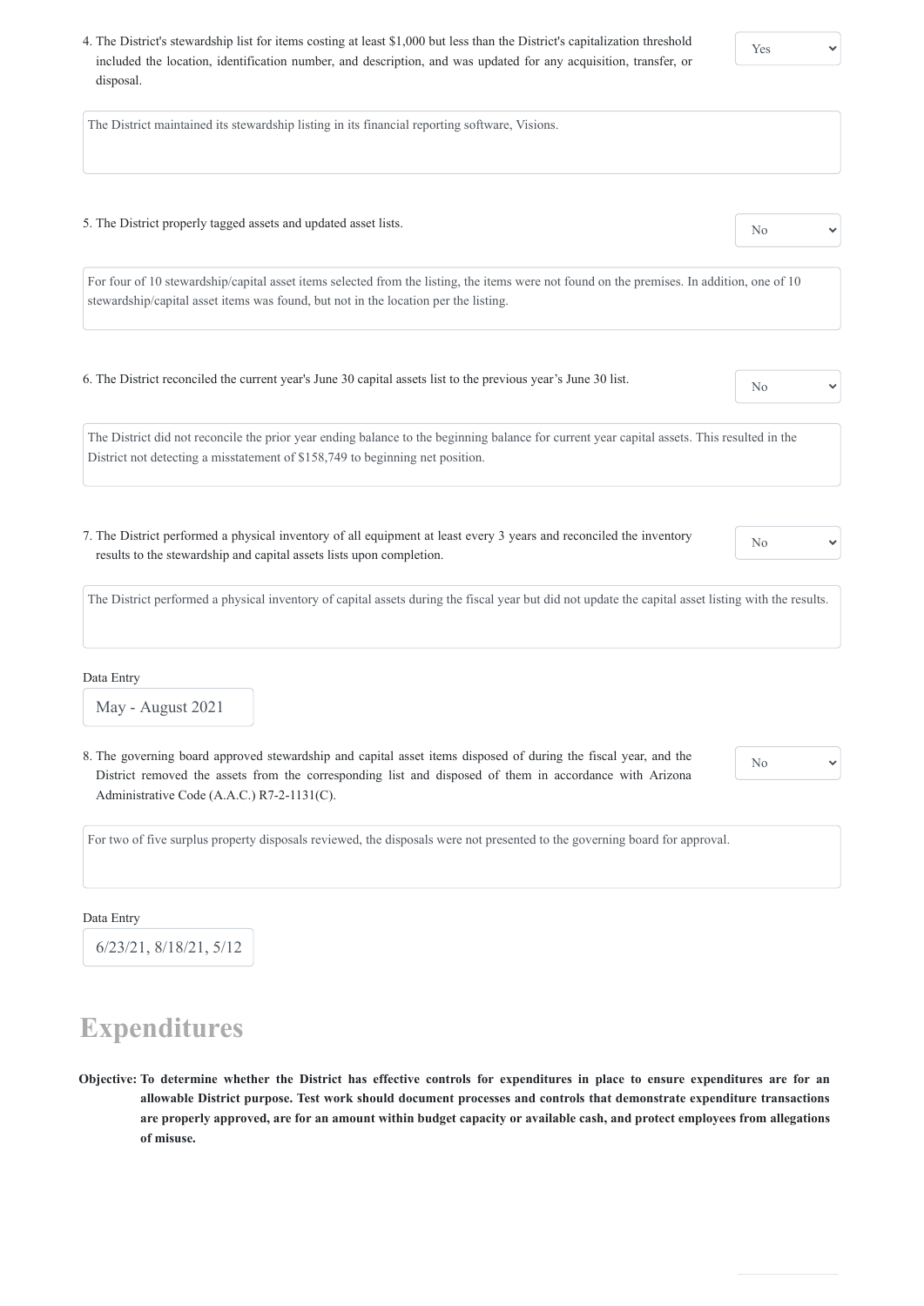4. The District's stewardship list for items costing at least $1,000 but less than the District's capitalization threshold included the location, identification number, and description, and was updated for any acquisition, transfer, or disposal.

Yes

The District maintained its stewardship listing in its financial reporting software, Visions.

5. The District properly tagged assets and updated asset lists.

No

For four of 10 stewardship/capital asset items selected from the listing, the items were not found on the premises. In addition, one of 10 stewardship/capital asset items was found, but not in the location per the listing.

6. The District reconciled the current year's June 30 capital assets list to the previous year's June 30 list.

No

The District did not reconcile the prior year ending balance to the beginning balance for current year capital assets. This resulted in the District not detecting a misstatement of $158,749 to beginning net position.

7. The District performed a physical inventory of all equipment at least every 3 years and reconciled the inventory results to the stewardship and capital assets lists upon completion.

No

The District performed a physical inventory of capital assets during the fiscal year but did not update the capital asset listing with the results.

Data Entry

May - August 2021

8. The governing board approved stewardship and capital asset items disposed of during the fiscal year, and the District removed the assets from the corresponding list and disposed of them in accordance with Arizona Administrative Code (A.A.C.) R7-2-1131(C).

No

For two of five surplus property disposals reviewed, the disposals were not presented to the governing board for approval.

Data Entry

6/23/21, 8/18/21, 5/12

## Expenditures

**Objective: To determine whether the District has effective controls for expenditures in place to ensure expenditures are for an allowable District purpose. Test work should document processes and controls that demonstrate expenditure transactions are properly approved, are for an amount within budget capacity or available cash, and protect employees from allegations of misuse.**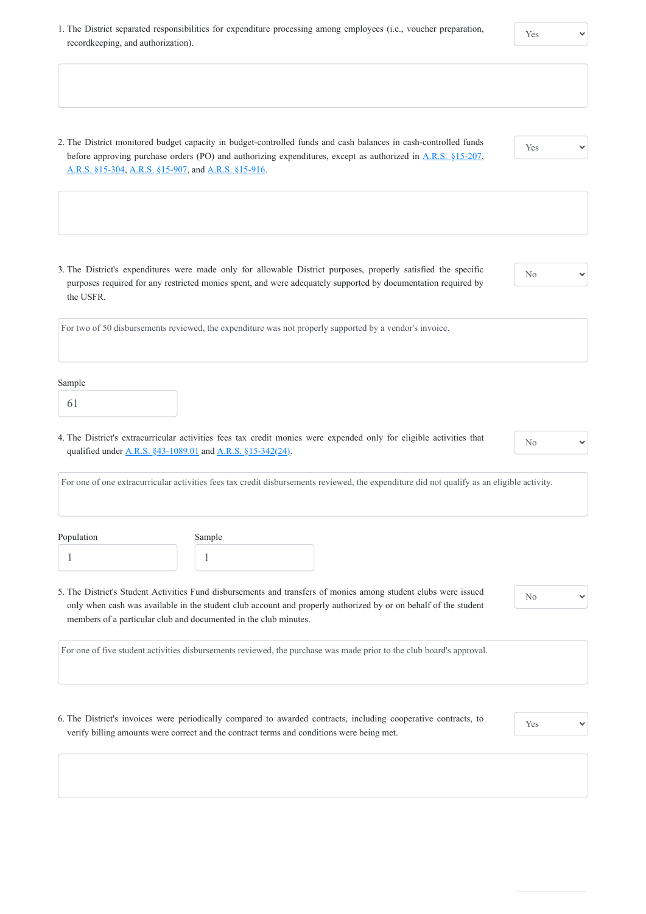1. The District separated responsibilities for expenditure processing among employees (i.e., voucher preparation, recordkeeping, and authorization).

Yes

2. The District monitored budget capacity in budget-controlled funds and cash balances in cash-controlled funds before approving purchase orders (PO) and authorizing expenditures, except as authorized in A.R.S. §15-207, A.R.S. §15-304, A.R.S. §15-907, and A.R.S. §15-916.

Yes

3. The District's expenditures were made only for allowable District purposes, properly satisfied the specific purposes required for any restricted monies spent, and were adequately supported by documentation required by the USFR.

No

For two of 50 disbursements reviewed, the expenditure was not properly supported by a vendor's invoice.

Sample

61

4. The District's extracurricular activities fees tax credit monies were expended only for eligible activities that qualified under A.R.S. §43-1089.01 and A.R.S. §15-342(24).

No

For one of one extracurricular activities fees tax credit disbursements reviewed, the expenditure did not qualify as an eligible activity.

| Population | Sample |
|---|---|
| 1 | 1 |

5. The District's Student Activities Fund disbursements and transfers of monies among student clubs were issued only when cash was available in the student club account and properly authorized by or on behalf of the student members of a particular club and documented in the club minutes.

No

For one of five student activities disbursements reviewed, the purchase was made prior to the club board's approval.

6. The District's invoices were periodically compared to awarded contracts, including cooperative contracts, to verify billing amounts were correct and the contract terms and conditions were being met.

Yes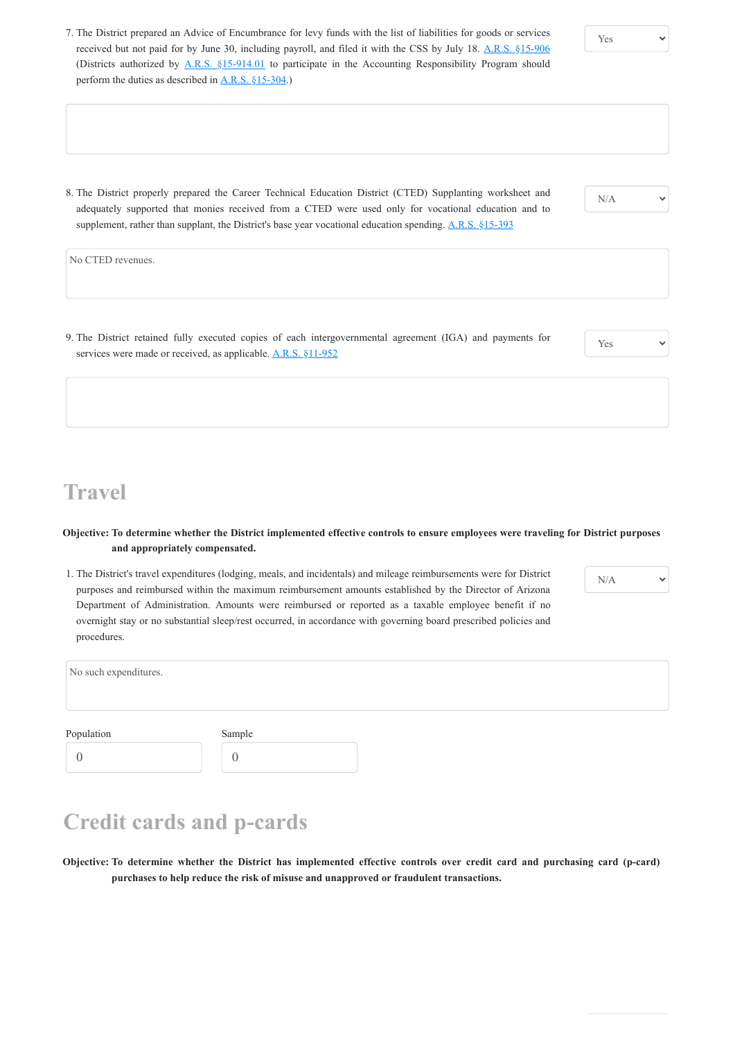7. The District prepared an Advice of Encumbrance for levy funds with the list of liabilities for goods or services received but not paid for by June 30, including payroll, and filed it with the CSS by July 18. A.R.S. §15-906 (Districts authorized by A.R.S. §15-914.01 to participate in the Accounting Responsibility Program should perform the duties as described in A.R.S. §15-304.)

Yes

8. The District properly prepared the Career Technical Education District (CTED) Supplanting worksheet and adequately supported that monies received from a CTED were used only for vocational education and to supplement, rather than supplant, the District's base year vocational education spending. A.R.S. §15-393

N/A

No CTED revenues.

9. The District retained fully executed copies of each intergovernmental agreement (IGA) and payments for services were made or received, as applicable. A.R.S. §11-952

Yes

# Travel

**Objective: To determine whether the District implemented effective controls to ensure employees were traveling for District purposes and appropriately compensated.**

1. The District's travel expenditures (lodging, meals, and incidentals) and mileage reimbursements were for District purposes and reimbursed within the maximum reimbursement amounts established by the Director of Arizona Department of Administration. Amounts were reimbursed or reported as a taxable employee benefit if no overnight stay or no substantial sleep/rest occurred, in accordance with governing board prescribed policies and procedures.

N/A

No such expenditures.

Population: 0

Sample: 0

# Credit cards and p-cards

**Objective: To determine whether the District has implemented effective controls over credit card and purchasing card (p-card) purchases to help reduce the risk of misuse and unapproved or fraudulent transactions.**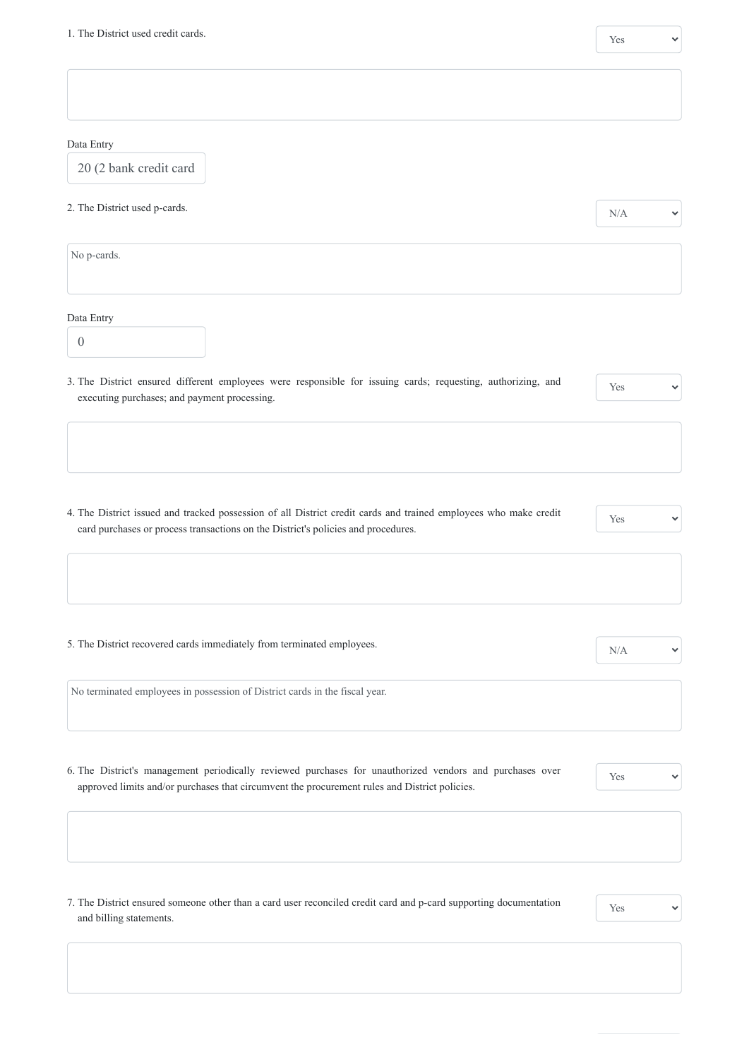1. The District used credit cards.

Yes

Data Entry

20 (2 bank credit card

2. The District used p-cards.

N/A

No p-cards.

Data Entry

0

3. The District ensured different employees were responsible for issuing cards; requesting, authorizing, and executing purchases; and payment processing.

Yes

4. The District issued and tracked possession of all District credit cards and trained employees who make credit card purchases or process transactions on the District's policies and procedures.

Yes

5. The District recovered cards immediately from terminated employees.

N/A

No terminated employees in possession of District cards in the fiscal year.

6. The District's management periodically reviewed purchases for unauthorized vendors and purchases over approved limits and/or purchases that circumvent the procurement rules and District policies.

Yes

7. The District ensured someone other than a card user reconciled credit card and p-card supporting documentation and billing statements.

Yes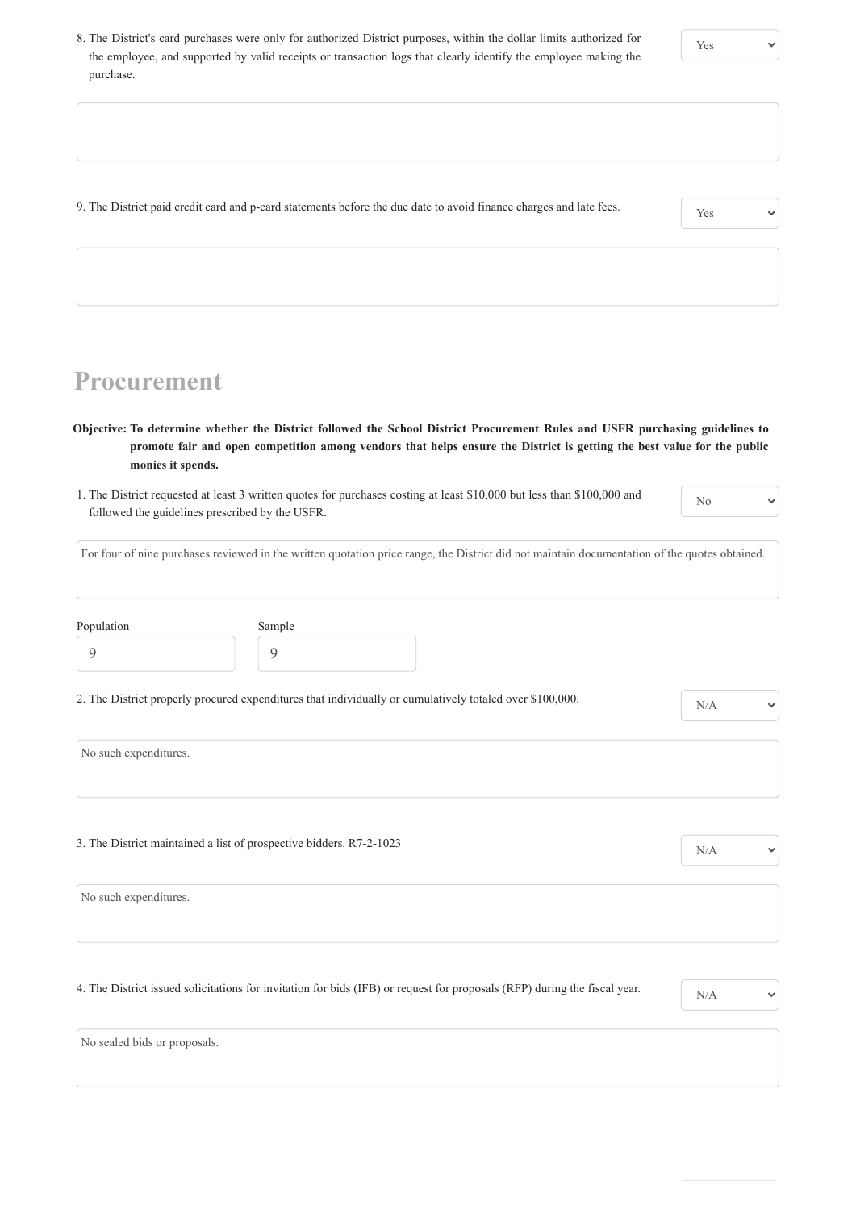8. The District's card purchases were only for authorized District purposes, within the dollar limits authorized for the employee, and supported by valid receipts or transaction logs that clearly identify the employee making the purchase.

Yes

9. The District paid credit card and p-card statements before the due date to avoid finance charges and late fees.

Yes

## Procurement

**Objective: To determine whether the District followed the School District Procurement Rules and USFR purchasing guidelines to promote fair and open competition among vendors that helps ensure the District is getting the best value for the public monies it spends.**

1. The District requested at least 3 written quotes for purchases costing at least $10,000 but less than $100,000 and followed the guidelines prescribed by the USFR.

No

For four of nine purchases reviewed in the written quotation price range, the District did not maintain documentation of the quotes obtained.

Population: 9

Sample: 9

2. The District properly procured expenditures that individually or cumulatively totaled over $100,000.

N/A

No such expenditures.

3. The District maintained a list of prospective bidders. R7-2-1023

N/A

No such expenditures.

4. The District issued solicitations for invitation for bids (IFB) or request for proposals (RFP) during the fiscal year.

N/A

No sealed bids or proposals.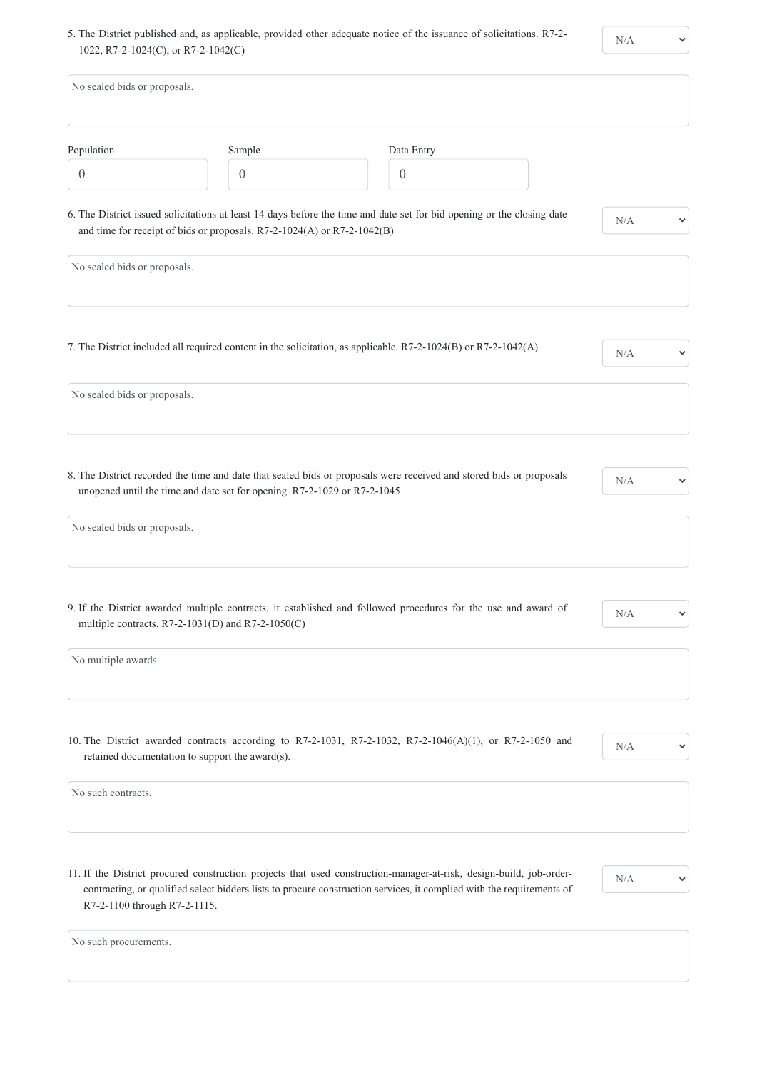5. The District published and, as applicable, provided other adequate notice of the issuance of solicitations. R7-2-1022, R7-2-1024(C), or R7-2-1042(C)

N/A

No sealed bids or proposals.

| Population | Sample | Data Entry |
| --- | --- | --- |
| 0 | 0 | 0 |

6. The District issued solicitations at least 14 days before the time and date set for bid opening or the closing date and time for receipt of bids or proposals. R7-2-1024(A) or R7-2-1042(B)

N/A

No sealed bids or proposals.

7. The District included all required content in the solicitation, as applicable. R7-2-1024(B) or R7-2-1042(A)

N/A

No sealed bids or proposals.

8. The District recorded the time and date that sealed bids or proposals were received and stored bids or proposals unopened until the time and date set for opening. R7-2-1029 or R7-2-1045

N/A

No sealed bids or proposals.

9. If the District awarded multiple contracts, it established and followed procedures for the use and award of multiple contracts. R7-2-1031(D) and R7-2-1050(C)

N/A

No multiple awards.

10. The District awarded contracts according to R7-2-1031, R7-2-1032, R7-2-1046(A)(1), or R7-2-1050 and retained documentation to support the award(s).

N/A

No such contracts.

11. If the District procured construction projects that used construction-manager-at-risk, design-build, job-order-contracting, or qualified select bidders lists to procure construction services, it complied with the requirements of R7-2-1100 through R7-2-1115.

N/A

No such procurements.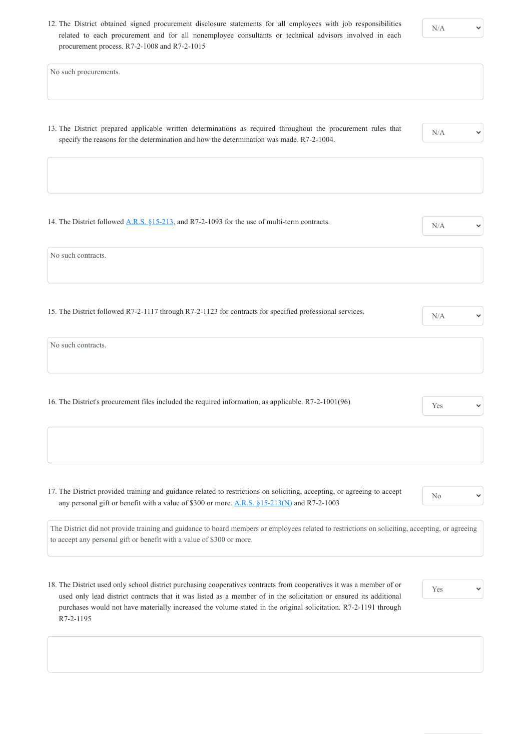12. The District obtained signed procurement disclosure statements for all employees with job responsibilities related to each procurement and for all nonemployee consultants or technical advisors involved in each procurement process. R7-2-1008 and R7-2-1015

N/A

No such procurements.

13. The District prepared applicable written determinations as required throughout the procurement rules that specify the reasons for the determination and how the determination was made. R7-2-1004.

N/A

14. The District followed A.R.S. §15-213, and R7-2-1093 for the use of multi-term contracts.

N/A

No such contracts.

15. The District followed R7-2-1117 through R7-2-1123 for contracts for specified professional services.

N/A

No such contracts.

16. The District's procurement files included the required information, as applicable. R7-2-1001(96)

Yes

17. The District provided training and guidance related to restrictions on soliciting, accepting, or agreeing to accept any personal gift or benefit with a value of $300 or more. A.R.S. §15-213(N) and R7-2-1003

No

The District did not provide training and guidance to board members or employees related to restrictions on soliciting, accepting, or agreeing to accept any personal gift or benefit with a value of $300 or more.

18. The District used only school district purchasing cooperatives contracts from cooperatives it was a member of or used only lead district contracts that it was listed as a member of in the solicitation or ensured its additional purchases would not have materially increased the volume stated in the original solicitation. R7-2-1191 through R7-2-1195

Yes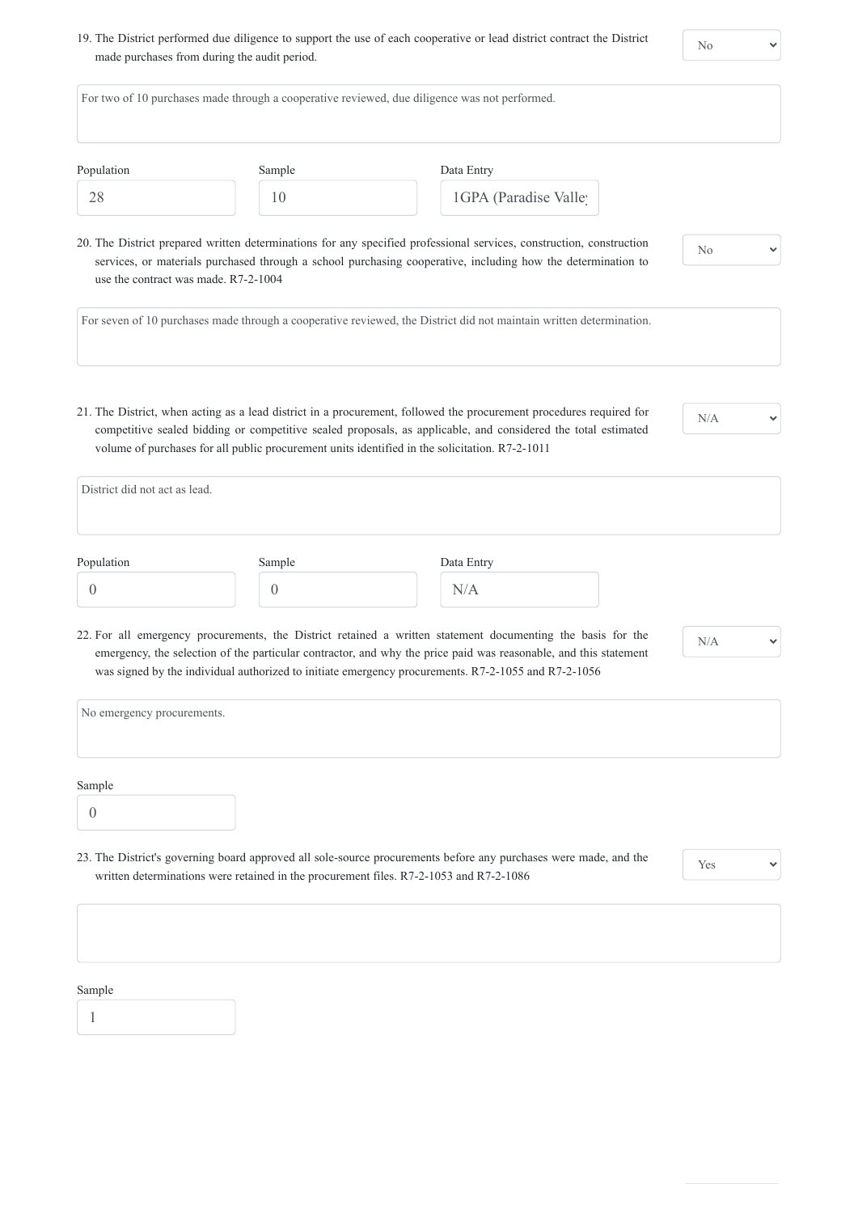19. The District performed due diligence to support the use of each cooperative or lead district contract the District made purchases from during the audit period.

No

For two of 10 purchases made through a cooperative reviewed, due diligence was not performed.

| Population | Sample | Data Entry |
|---|---|---|
| 28 | 10 | 1GPA (Paradise Valle |

20. The District prepared written determinations for any specified professional services, construction, construction services, or materials purchased through a school purchasing cooperative, including how the determination to use the contract was made. R7-2-1004

No

For seven of 10 purchases made through a cooperative reviewed, the District did not maintain written determination.

21. The District, when acting as a lead district in a procurement, followed the procurement procedures required for competitive sealed bidding or competitive sealed proposals, as applicable, and considered the total estimated volume of purchases for all public procurement units identified in the solicitation. R7-2-1011

N/A

District did not act as lead.

| Population | Sample | Data Entry |
|---|---|---|
| 0 | 0 | N/A |

22. For all emergency procurements, the District retained a written statement documenting the basis for the emergency, the selection of the particular contractor, and why the price paid was reasonable, and this statement was signed by the individual authorized to initiate emergency procurements. R7-2-1055 and R7-2-1056

N/A

No emergency procurements.

Sample

0

23. The District's governing board approved all sole-source procurements before any purchases were made, and the written determinations were retained in the procurement files. R7-2-1053 and R7-2-1086

Yes

Sample

1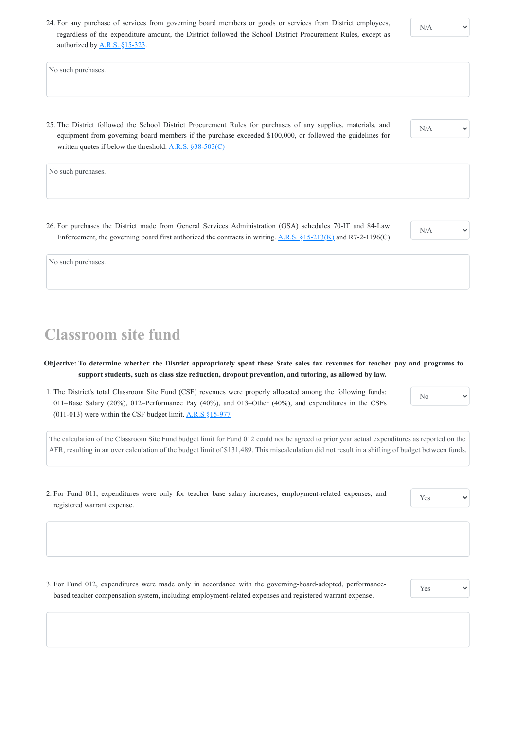24. For any purchase of services from governing board members or goods or services from District employees, regardless of the expenditure amount, the District followed the School District Procurement Rules, except as authorized by A.R.S. §15-323.

N/A

No such purchases.

25. The District followed the School District Procurement Rules for purchases of any supplies, materials, and equipment from governing board members if the purchase exceeded $100,000, or followed the guidelines for written quotes if below the threshold. A.R.S. §38-503(C)

N/A

No such purchases.

26. For purchases the District made from General Services Administration (GSA) schedules 70-IT and 84-Law Enforcement, the governing board first authorized the contracts in writing. A.R.S. §15-213(K) and R7-2-1196(C)

N/A

No such purchases.

# Classroom site fund

**Objective: To determine whether the District appropriately spent these State sales tax revenues for teacher pay and programs to support students, such as class size reduction, dropout prevention, and tutoring, as allowed by law.**

1. The District's total Classroom Site Fund (CSF) revenues were properly allocated among the following funds: 011–Base Salary (20%), 012–Performance Pay (40%), and 013–Other (40%), and expenditures in the CSFs (011-013) were within the CSF budget limit. A.R.S §15-977

No

The calculation of the Classroom Site Fund budget limit for Fund 012 could not be agreed to prior year actual expenditures as reported on the AFR, resulting in an over calculation of the budget limit of $131,489. This miscalculation did not result in a shifting of budget between funds.

2. For Fund 011, expenditures were only for teacher base salary increases, employment-related expenses, and registered warrant expense.

Yes

3. For Fund 012, expenditures were made only in accordance with the governing-board-adopted, performance-based teacher compensation system, including employment-related expenses and registered warrant expense.

Yes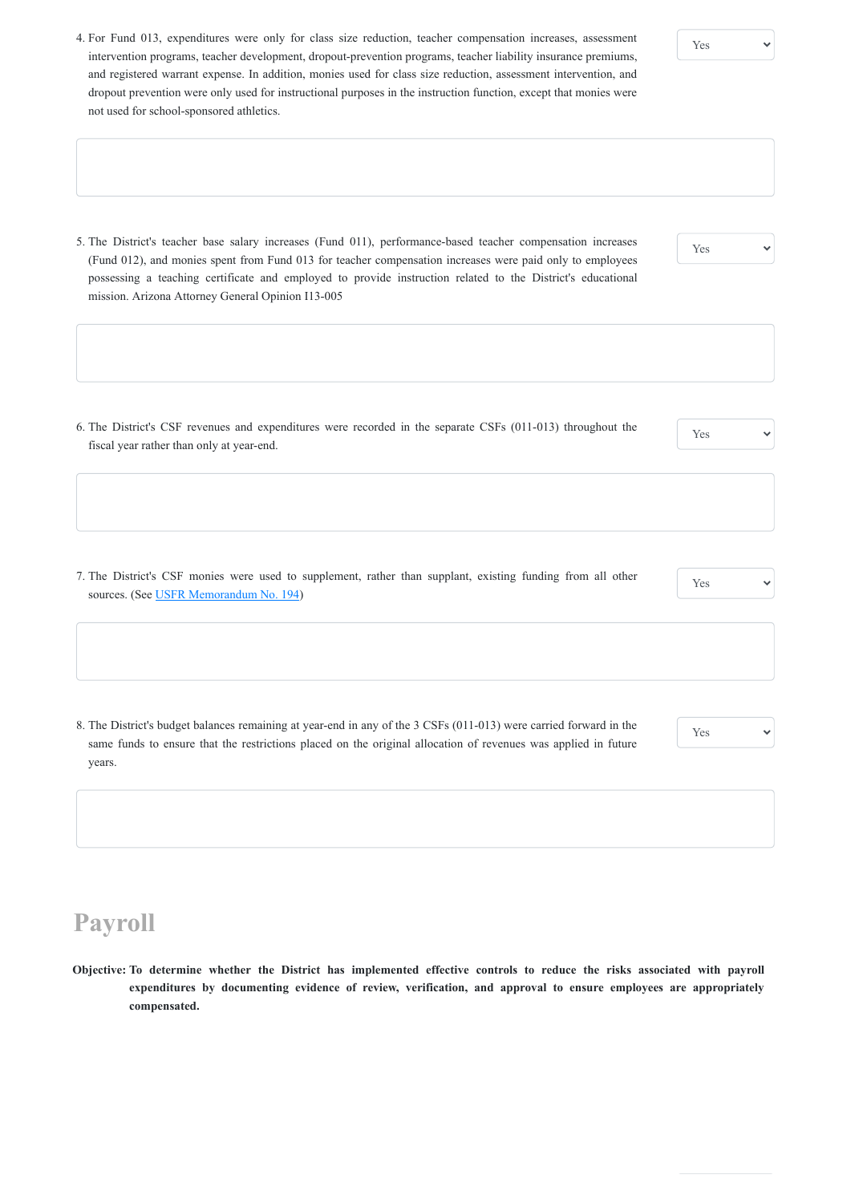4. For Fund 013, expenditures were only for class size reduction, teacher compensation increases, assessment intervention programs, teacher development, dropout-prevention programs, teacher liability insurance premiums, and registered warrant expense. In addition, monies used for class size reduction, assessment intervention, and dropout prevention were only used for instructional purposes in the instruction function, except that monies were not used for school-sponsored athletics.

Yes

5. The District's teacher base salary increases (Fund 011), performance-based teacher compensation increases (Fund 012), and monies spent from Fund 013 for teacher compensation increases were paid only to employees possessing a teaching certificate and employed to provide instruction related to the District's educational mission. Arizona Attorney General Opinion I13-005

Yes

6. The District's CSF revenues and expenditures were recorded in the separate CSFs (011-013) throughout the fiscal year rather than only at year-end.

Yes

7. The District's CSF monies were used to supplement, rather than supplant, existing funding from all other sources. (See [USFR Memorandum No. 194])

Yes

8. The District's budget balances remaining at year-end in any of the 3 CSFs (011-013) were carried forward in the same funds to ensure that the restrictions placed on the original allocation of revenues was applied in future years.

Yes

## Payroll

**Objective: To determine whether the District has implemented effective controls to reduce the risks associated with payroll expenditures by documenting evidence of review, verification, and approval to ensure employees are appropriately compensated.**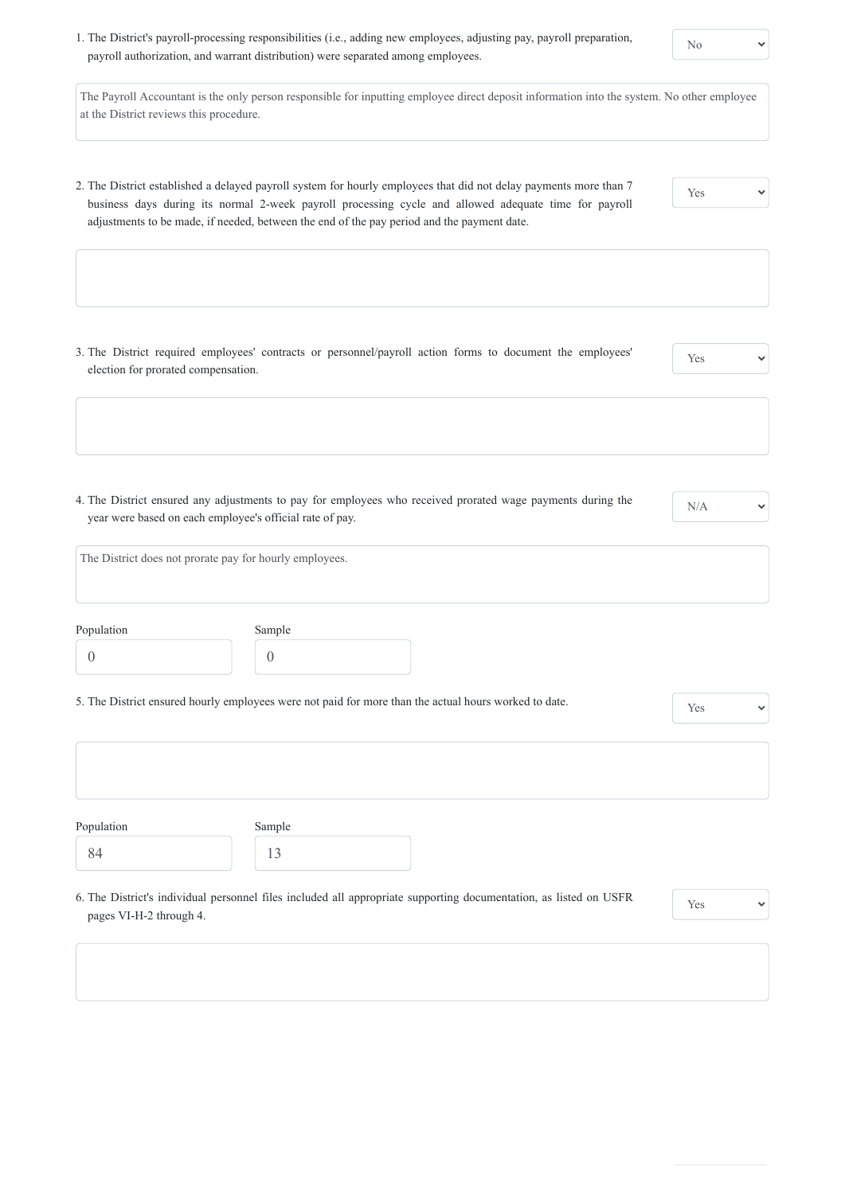1. The District's payroll-processing responsibilities (i.e., adding new employees, adjusting pay, payroll preparation, payroll authorization, and warrant distribution) were separated among employees.

   **No**

   The Payroll Accountant is the only person responsible for inputting employee direct deposit information into the system. No other employee at the District reviews this procedure.

2. The District established a delayed payroll system for hourly employees that did not delay payments more than 7 business days during its normal 2-week payroll processing cycle and allowed adequate time for payroll adjustments to be made, if needed, between the end of the pay period and the payment date.

   **Yes**

3. The District required employees' contracts or personnel/payroll action forms to document the employees' election for prorated compensation.

   **Yes**

4. The District ensured any adjustments to pay for employees who received prorated wage payments during the year were based on each employee's official rate of pay.

   **N/A**

   The District does not prorate pay for hourly employees.

   | Population | Sample |
   | --- | --- |
   | 0 | 0 |

5. The District ensured hourly employees were not paid for more than the actual hours worked to date.

   **Yes**

   | Population | Sample |
   | --- | --- |
   | 84 | 13 |

6. The District's individual personnel files included all appropriate supporting documentation, as listed on USFR pages VI-H-2 through 4.

   **Yes**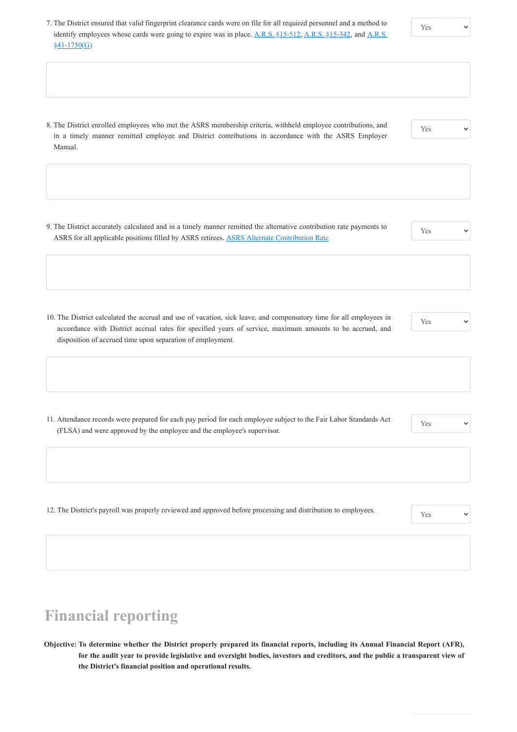7. The District ensured that valid fingerprint clearance cards were on file for all required personnel and a method to identify employees whose cards were going to expire was in place. A.R.S. §15-512, A.R.S. §15-342, and A.R.S. §41-1750(G)

Yes

8. The District enrolled employees who met the ASRS membership criteria, withheld employee contributions, and in a timely manner remitted employee and District contributions in accordance with the ASRS Employer Manual.

Yes

9. The District accurately calculated and in a timely manner remitted the alternative contribution rate payments to ASRS for all applicable positions filled by ASRS retirees. ASRS Alternate Contribution Rate

Yes

10. The District calculated the accrual and use of vacation, sick leave, and compensatory time for all employees in accordance with District accrual rates for specified years of service, maximum amounts to be accrued, and disposition of accrued time upon separation of employment.

Yes

11. Attendance records were prepared for each pay period for each employee subject to the Fair Labor Standards Act (FLSA) and were approved by the employee and the employee's supervisor.

Yes

12. The District's payroll was properly reviewed and approved before processing and distribution to employees.

Yes

## Financial reporting

**Objective: To determine whether the District properly prepared its financial reports, including its Annual Financial Report (AFR), for the audit year to provide legislative and oversight bodies, investors and creditors, and the public a transparent view of the District's financial position and operational results.**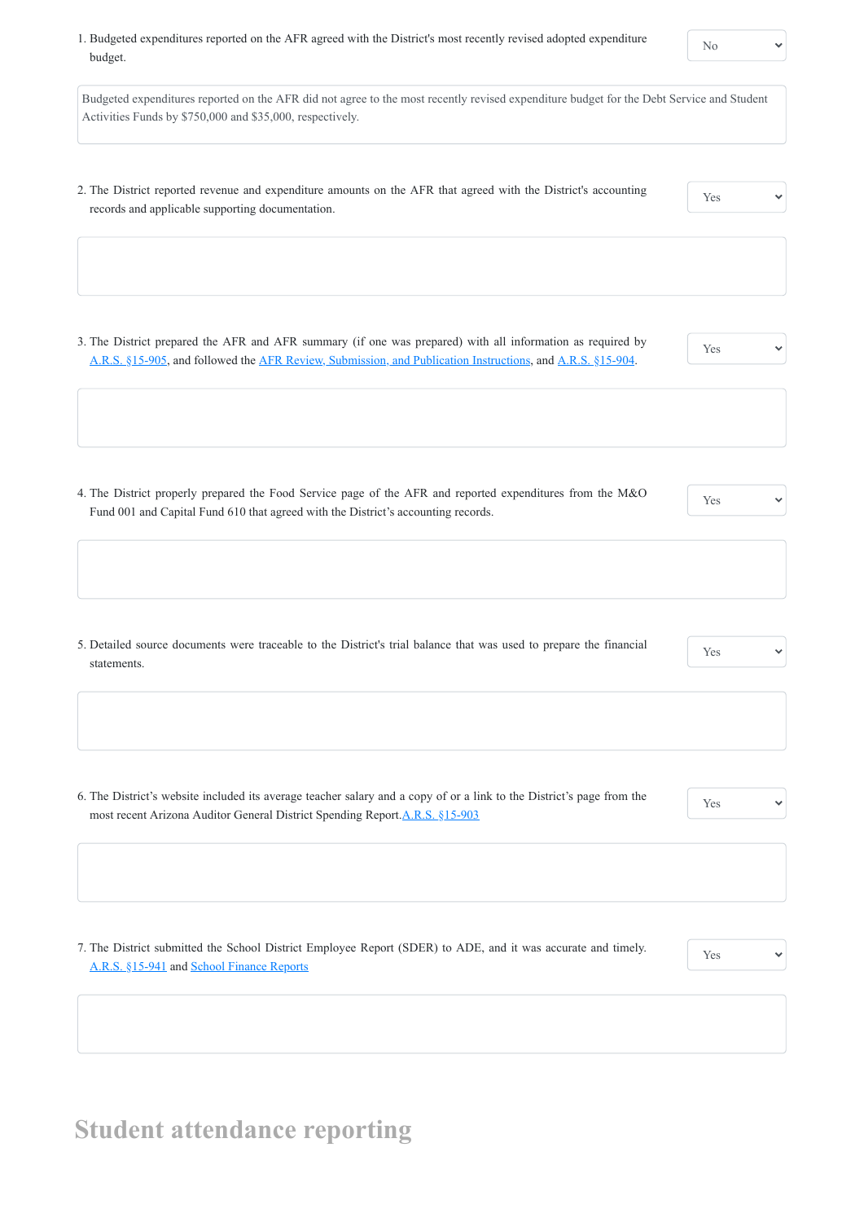1. Budgeted expenditures reported on the AFR agreed with the District's most recently revised adopted expenditure budget.

   **No**

   Budgeted expenditures reported on the AFR did not agree to the most recently revised expenditure budget for the Debt Service and Student Activities Funds by $750,000 and $35,000, respectively.

2. The District reported revenue and expenditure amounts on the AFR that agreed with the District's accounting records and applicable supporting documentation.

   **Yes**

3. The District prepared the AFR and AFR summary (if one was prepared) with all information as required by A.R.S. §15-905, and followed the AFR Review, Submission, and Publication Instructions, and A.R.S. §15-904.

   **Yes**

4. The District properly prepared the Food Service page of the AFR and reported expenditures from the M&O Fund 001 and Capital Fund 610 that agreed with the District's accounting records.

   **Yes**

5. Detailed source documents were traceable to the District's trial balance that was used to prepare the financial statements.

   **Yes**

6. The District's website included its average teacher salary and a copy of or a link to the District's page from the most recent Arizona Auditor General District Spending Report. A.R.S. §15-903

   **Yes**

7. The District submitted the School District Employee Report (SDER) to ADE, and it was accurate and timely. A.R.S. §15-941 and School Finance Reports

   **Yes**

## Student attendance reporting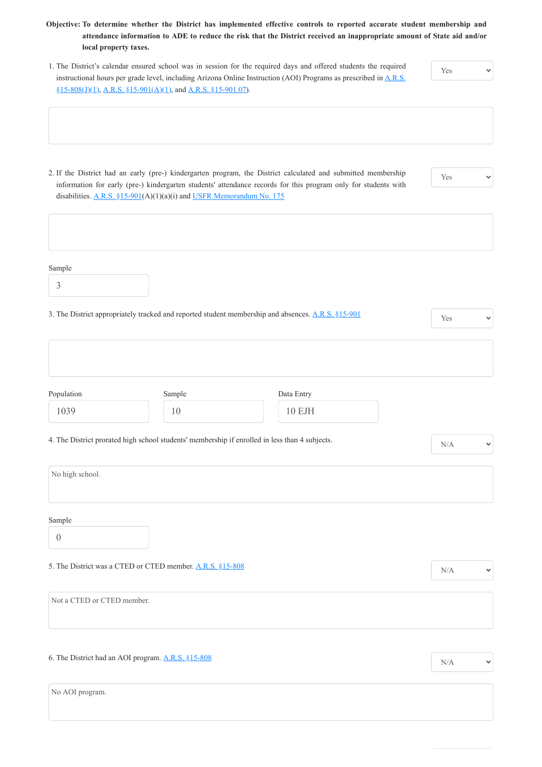**Objective:** To determine whether the District has implemented effective controls to reported accurate student membership and attendance information to ADE to reduce the risk that the District received an inappropriate amount of State aid and/or local property taxes.

1. The District's calendar ensured school was in session for the required days and offered students the required instructional hours per grade level, including Arizona Online Instruction (AOI) Programs as prescribed in A.R.S. §15-808(J)(1), A.R.S. §15-901(A)(1), and A.R.S. §15-901.07).

Yes

2. If the District had an early (pre-) kindergarten program, the District calculated and submitted membership information for early (pre-) kindergarten students' attendance records for this program only for students with disabilities. A.R.S. §15-901(A)(1)(a)(i) and USFR Memorandum No. 175

Yes

Sample: 3

3. The District appropriately tracked and reported student membership and absences. A.R.S. §15-901

Yes

| Population | Sample | Data Entry |
|---|---|---|
| 1039 | 10 | 10 EJH |

4. The District prorated high school students' membership if enrolled in less than 4 subjects.

N/A

No high school.

Sample: 0

5. The District was a CTED or CTED member. A.R.S. §15-808

N/A

Not a CTED or CTED member.

6. The District had an AOI program. A.R.S. §15-808

N/A

No AOI program.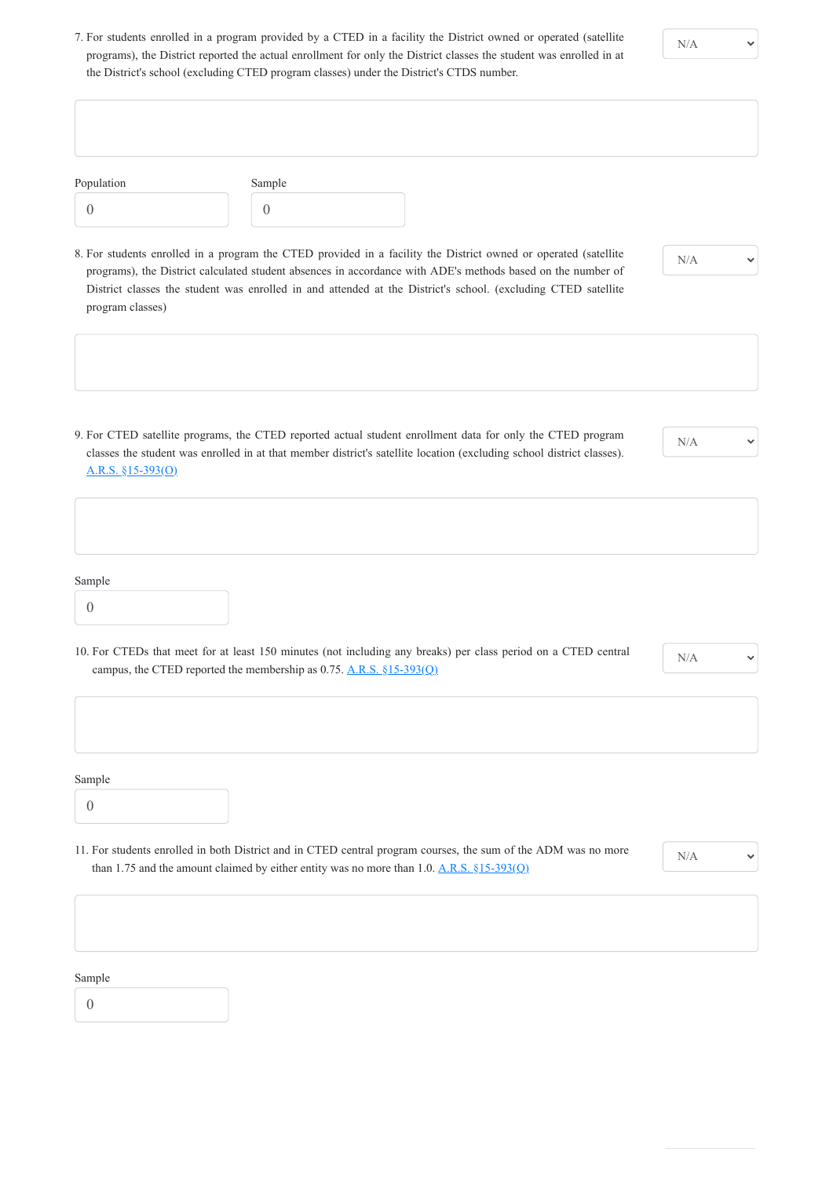7. For students enrolled in a program provided by a CTED in a facility the District owned or operated (satellite programs), the District reported the actual enrollment for only the District classes the student was enrolled in at the District's school (excluding CTED program classes) under the District's CTDS number.

N/A

Population: 0

Sample: 0

8. For students enrolled in a program the CTED provided in a facility the District owned or operated (satellite programs), the District calculated student absences in accordance with ADE's methods based on the number of District classes the student was enrolled in and attended at the District's school. (excluding CTED satellite program classes)

N/A

9. For CTED satellite programs, the CTED reported actual student enrollment data for only the CTED program classes the student was enrolled in at that member district's satellite location (excluding school district classes). A.R.S. §15-393(O)

N/A

Sample: 0

10. For CTEDs that meet for at least 150 minutes (not including any breaks) per class period on a CTED central campus, the CTED reported the membership as 0.75. A.R.S. §15-393(Q)

N/A

Sample: 0

11. For students enrolled in both District and in CTED central program courses, the sum of the ADM was no more than 1.75 and the amount claimed by either entity was no more than 1.0. A.R.S. §15-393(Q)

N/A

Sample: 0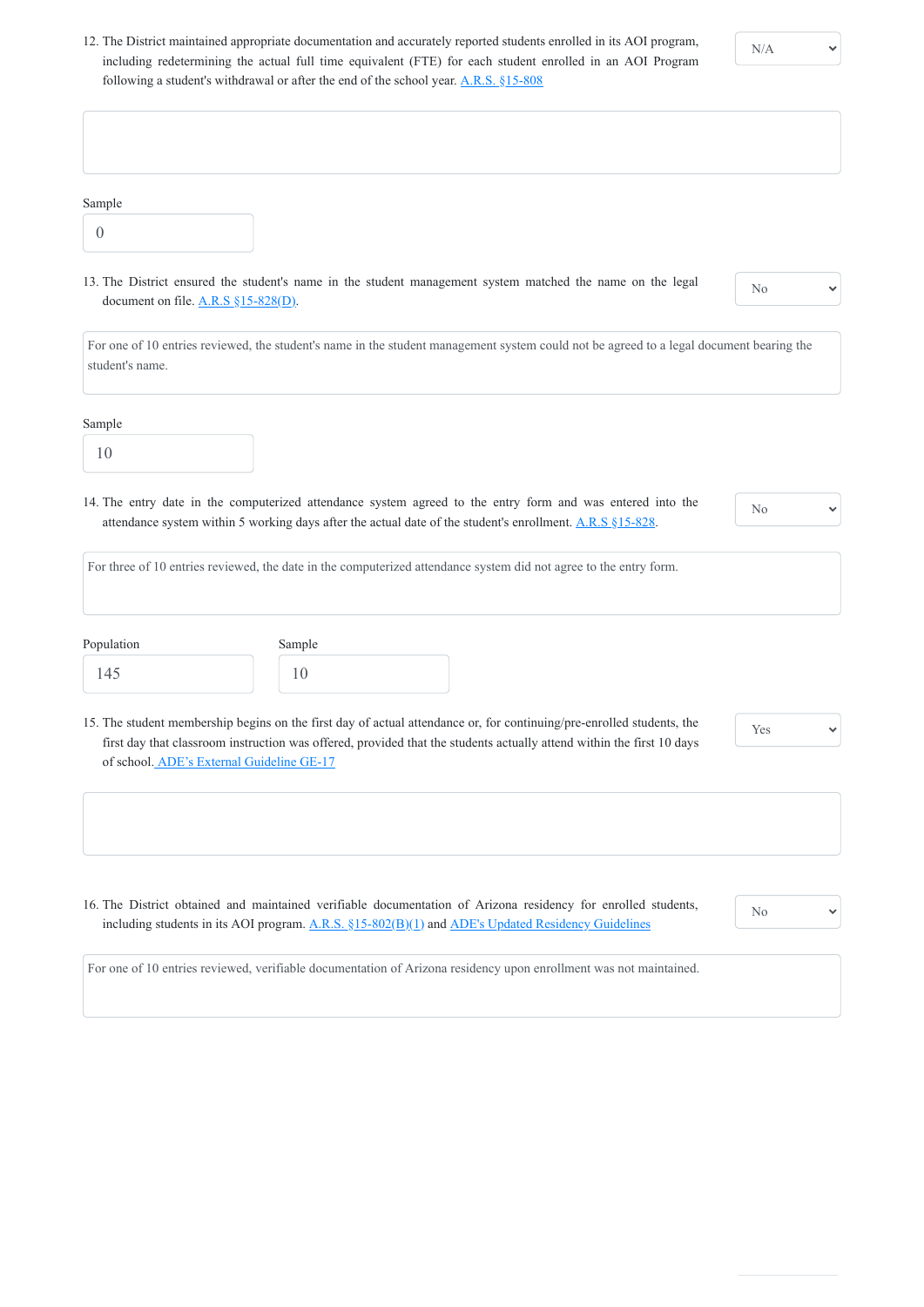12. The District maintained appropriate documentation and accurately reported students enrolled in its AOI program, including redetermining the actual full time equivalent (FTE) for each student enrolled in an AOI Program following a student's withdrawal or after the end of the school year. A.R.S. §15-808

N/A

Sample

0

13. The District ensured the student's name in the student management system matched the name on the legal document on file. A.R.S §15-828(D).

No

For one of 10 entries reviewed, the student's name in the student management system could not be agreed to a legal document bearing the student's name.

Sample

10

14. The entry date in the computerized attendance system agreed to the entry form and was entered into the attendance system within 5 working days after the actual date of the student's enrollment. A.R.S §15-828.

No

For three of 10 entries reviewed, the date in the computerized attendance system did not agree to the entry form.

| Population | Sample |
| --- | --- |
| 145 | 10 |

15. The student membership begins on the first day of actual attendance or, for continuing/pre-enrolled students, the first day that classroom instruction was offered, provided that the students actually attend within the first 10 days of school. ADE's External Guideline GE-17

Yes

16. The District obtained and maintained verifiable documentation of Arizona residency for enrolled students, including students in its AOI program. A.R.S. §15-802(B)(1) and ADE's Updated Residency Guidelines

No

For one of 10 entries reviewed, verifiable documentation of Arizona residency upon enrollment was not maintained.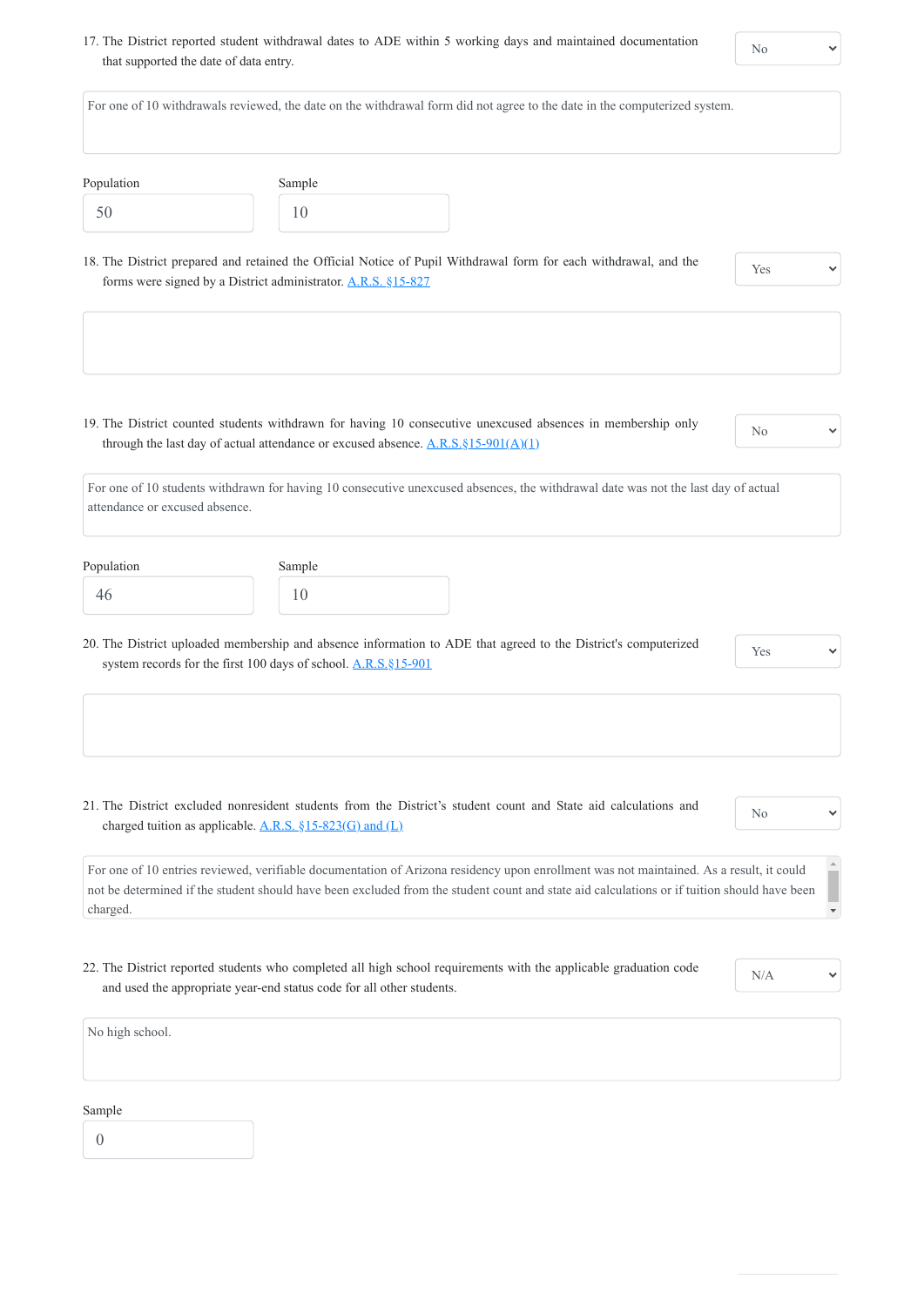17. The District reported student withdrawal dates to ADE within 5 working days and maintained documentation that supported the date of data entry.

No

For one of 10 withdrawals reviewed, the date on the withdrawal form did not agree to the date in the computerized system.

Population

50

Sample

10

18. The District prepared and retained the Official Notice of Pupil Withdrawal form for each withdrawal, and the forms were signed by a District administrator. A.R.S. §15-827

Yes

19. The District counted students withdrawn for having 10 consecutive unexcused absences in membership only through the last day of actual attendance or excused absence. A.R.S.§15-901(A)(1)

No

For one of 10 students withdrawn for having 10 consecutive unexcused absences, the withdrawal date was not the last day of actual attendance or excused absence.

Population

46

Sample

10

20. The District uploaded membership and absence information to ADE that agreed to the District's computerized system records for the first 100 days of school. A.R.S.§15-901

Yes

21. The District excluded nonresident students from the District's student count and State aid calculations and charged tuition as applicable. A.R.S. §15-823(G) and (L)

No

For one of 10 entries reviewed, verifiable documentation of Arizona residency upon enrollment was not maintained. As a result, it could not be determined if the student should have been excluded from the student count and state aid calculations or if tuition should have been charged.

22. The District reported students who completed all high school requirements with the applicable graduation code and used the appropriate year-end status code for all other students.

N/A

No high school.

Sample

0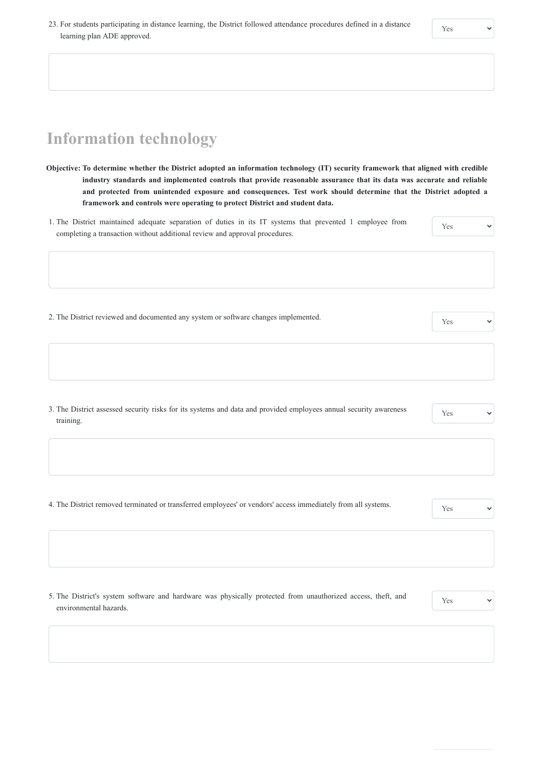23. For students participating in distance learning, the District followed attendance procedures defined in a distance learning plan ADE approved.

Yes

## Information technology

**Objective: To determine whether the District adopted an information technology (IT) security framework that aligned with credible industry standards and implemented controls that provide reasonable assurance that its data was accurate and reliable and protected from unintended exposure and consequences. Test work should determine that the District adopted a framework and controls were operating to protect District and student data.**

1. The District maintained adequate separation of duties in its IT systems that prevented 1 employee from completing a transaction without additional review and approval procedures.

Yes

2. The District reviewed and documented any system or software changes implemented.

Yes

3. The District assessed security risks for its systems and data and provided employees annual security awareness training.

Yes

4. The District removed terminated or transferred employees' or vendors' access immediately from all systems.

Yes

5. The District's system software and hardware was physically protected from unauthorized access, theft, and environmental hazards.

Yes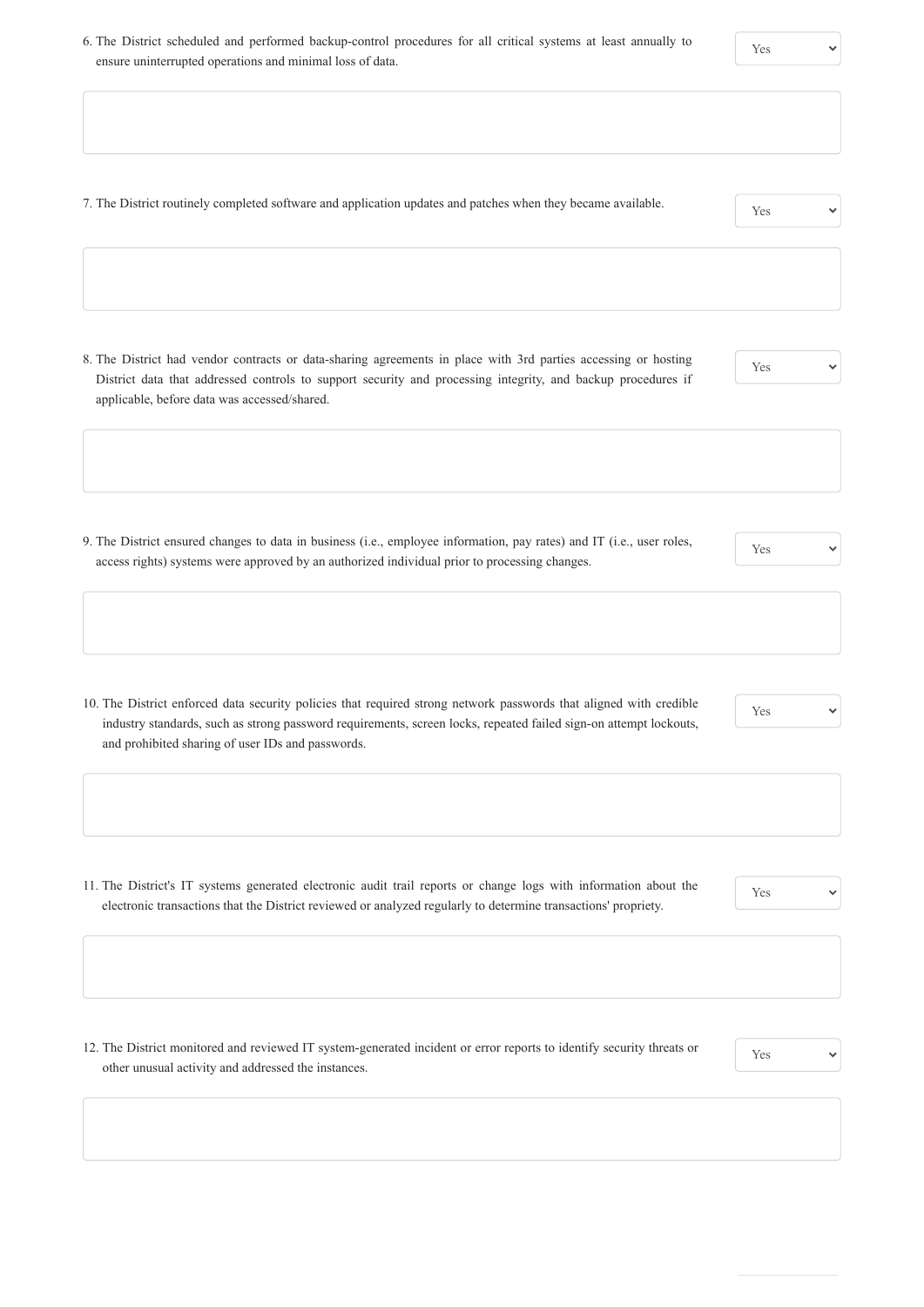6. The District scheduled and performed backup-control procedures for all critical systems at least annually to ensure uninterrupted operations and minimal loss of data.

   Yes

7. The District routinely completed software and application updates and patches when they became available.

   Yes

8. The District had vendor contracts or data-sharing agreements in place with 3rd parties accessing or hosting District data that addressed controls to support security and processing integrity, and backup procedures if applicable, before data was accessed/shared.

   Yes

9. The District ensured changes to data in business (i.e., employee information, pay rates) and IT (i.e., user roles, access rights) systems were approved by an authorized individual prior to processing changes.

   Yes

10. The District enforced data security policies that required strong network passwords that aligned with credible industry standards, such as strong password requirements, screen locks, repeated failed sign-on attempt lockouts, and prohibited sharing of user IDs and passwords.

    Yes

11. The District's IT systems generated electronic audit trail reports or change logs with information about the electronic transactions that the District reviewed or analyzed regularly to determine transactions' propriety.

    Yes

12. The District monitored and reviewed IT system-generated incident or error reports to identify security threats or other unusual activity and addressed the instances.

    Yes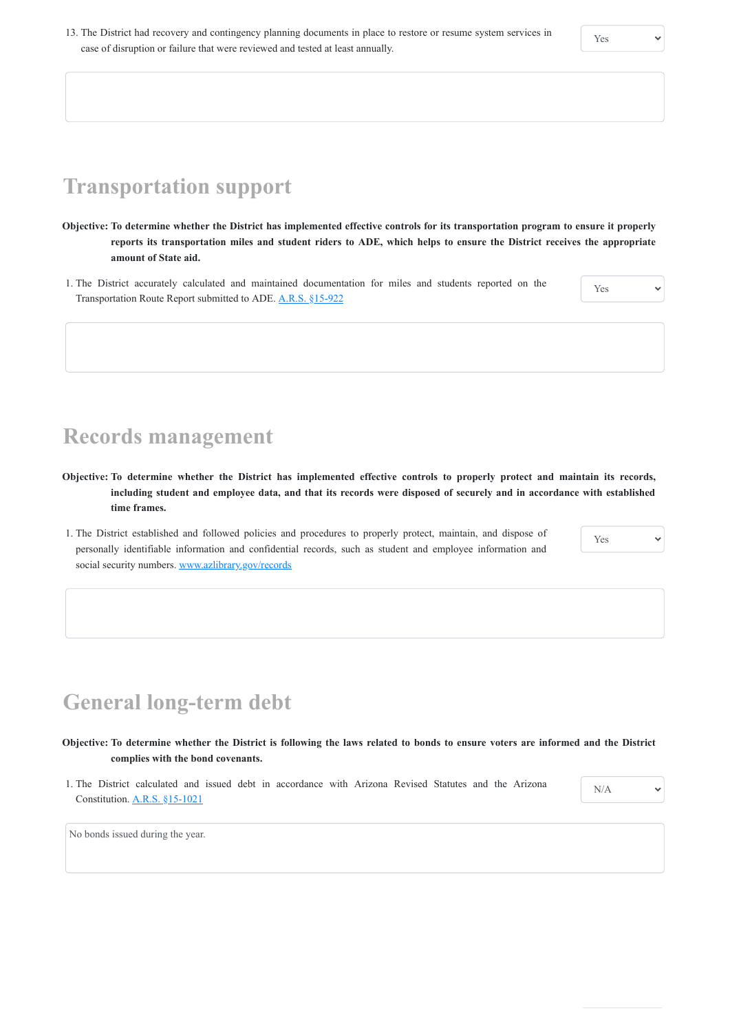13. The District had recovery and contingency planning documents in place to restore or resume system services in case of disruption or failure that were reviewed and tested at least annually.

Yes

## Transportation support

**Objective: To determine whether the District has implemented effective controls for its transportation program to ensure it properly reports its transportation miles and student riders to ADE, which helps to ensure the District receives the appropriate amount of State aid.**

1. The District accurately calculated and maintained documentation for miles and students reported on the Transportation Route Report submitted to ADE. A.R.S. §15-922

Yes

## Records management

**Objective: To determine whether the District has implemented effective controls to properly protect and maintain its records, including student and employee data, and that its records were disposed of securely and in accordance with established time frames.**

1. The District established and followed policies and procedures to properly protect, maintain, and dispose of personally identifiable information and confidential records, such as student and employee information and social security numbers. www.azlibrary.gov/records

Yes

## General long-term debt

**Objective: To determine whether the District is following the laws related to bonds to ensure voters are informed and the District complies with the bond covenants.**

1. The District calculated and issued debt in accordance with Arizona Revised Statutes and the Arizona Constitution. A.R.S. §15-1021

N/A

No bonds issued during the year.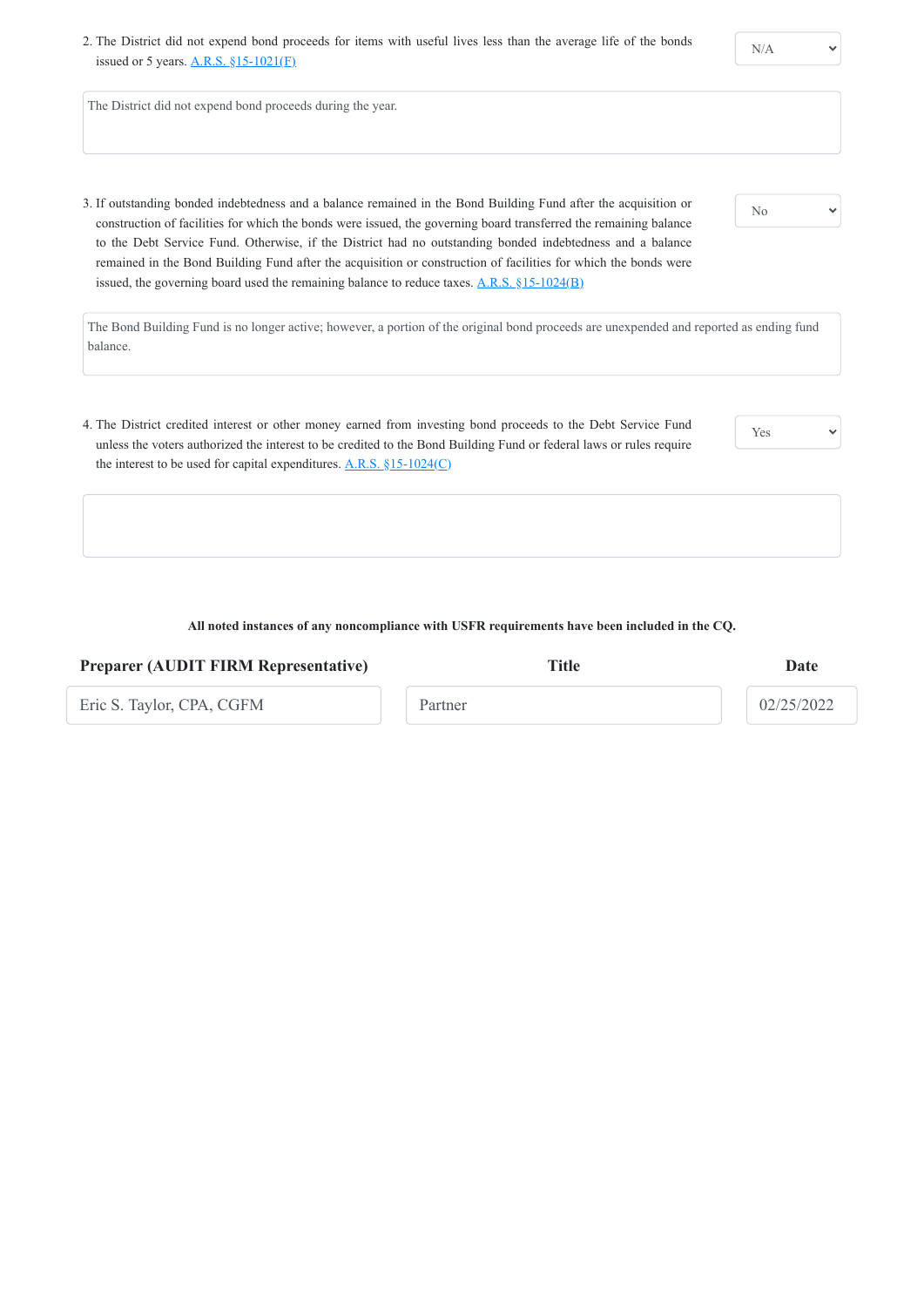2. The District did not expend bond proceeds for items with useful lives less than the average life of the bonds issued or 5 years. [A.R.S. §15-1021(F)](A.R.S. §15-1021(F))

N/A

The District did not expend bond proceeds during the year.

3. If outstanding bonded indebtedness and a balance remained in the Bond Building Fund after the acquisition or construction of facilities for which the bonds were issued, the governing board transferred the remaining balance to the Debt Service Fund. Otherwise, if the District had no outstanding bonded indebtedness and a balance remained in the Bond Building Fund after the acquisition or construction of facilities for which the bonds were issued, the governing board used the remaining balance to reduce taxes. A.R.S. §15-1024(B)

No

The Bond Building Fund is no longer active; however, a portion of the original bond proceeds are unexpended and reported as ending fund balance.

4. The District credited interest or other money earned from investing bond proceeds to the Debt Service Fund unless the voters authorized the interest to be credited to the Bond Building Fund or federal laws or rules require the interest to be used for capital expenditures. A.R.S. §15-1024(C)

Yes

**All noted instances of any noncompliance with USFR requirements have been included in the CQ.**

| Preparer (AUDIT FIRM Representative) | Title | Date |
| --- | --- | --- |
| Eric S. Taylor, CPA, CGFM | Partner | 02/25/2022 |